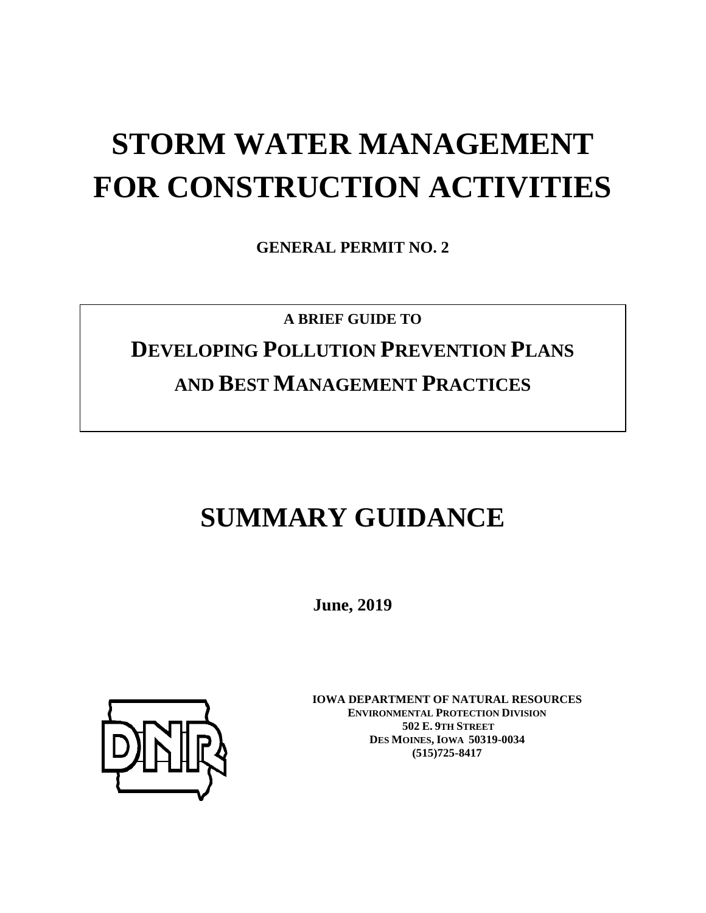# STORM WATER MANAGEMENT FOR CONSTRUCTION ACTIVITIES

**GENERAL PERMIT NO. 2**

**A BRIEF GUIDE TO**

## DEVELOPING POLLUTION PREVENTION PLANS AND BEST MANAGEMENT PRACTICES

# SUMMARY GUIDANCE

**June, 2019**

**IOWA DEPARTMENT OF NATURAL RESOURCES**
**ENVIRONMENTAL PROTECTION DIVISION**
**502 E. 9TH STREET**
**DES MOINES, IOWA 50319-0034**
**(515)725-8417**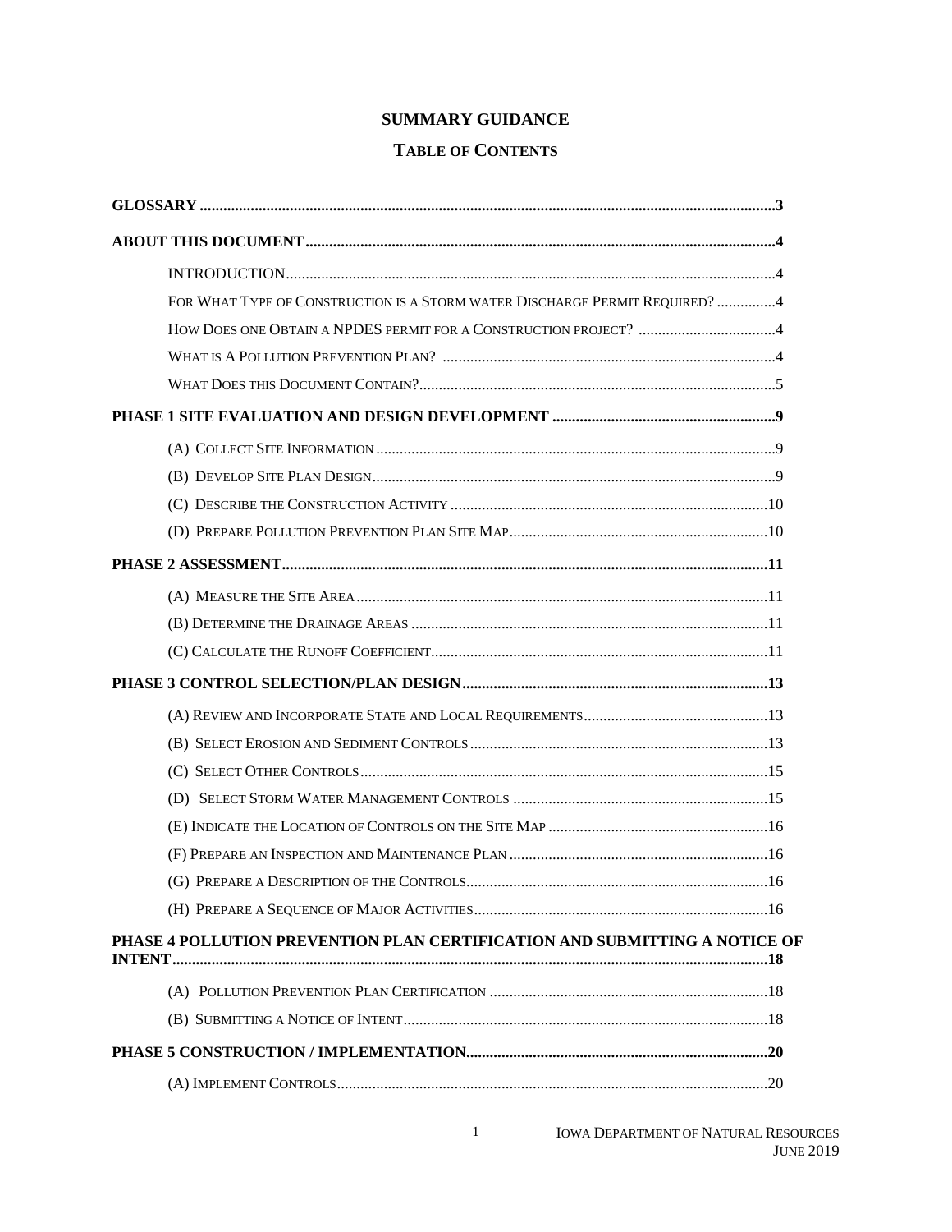# SUMMARY GUIDANCE

## TABLE OF CONTENTS

**GLOSSARY** ..... 3

**ABOUT THIS DOCUMENT** ..... 4

- INTRODUCTION ..... 4
- FOR WHAT TYPE OF CONSTRUCTION IS A STORM WATER DISCHARGE PERMIT REQUIRED? ..... 4
- HOW DOES ONE OBTAIN A NPDES PERMIT FOR A CONSTRUCTION PROJECT? ..... 4
- WHAT IS A POLLUTION PREVENTION PLAN? ..... 4
- WHAT DOES THIS DOCUMENT CONTAIN? ..... 5

**PHASE 1 SITE EVALUATION AND DESIGN DEVELOPMENT** ..... 9

- (A) COLLECT SITE INFORMATION ..... 9
- (B) DEVELOP SITE PLAN DESIGN ..... 9
- (C) DESCRIBE THE CONSTRUCTION ACTIVITY ..... 10
- (D) PREPARE POLLUTION PREVENTION PLAN SITE MAP ..... 10

**PHASE 2 ASSESSMENT** ..... 11

- (A) MEASURE THE SITE AREA ..... 11
- (B) DETERMINE THE DRAINAGE AREAS ..... 11
- (C) CALCULATE THE RUNOFF COEFFICIENT ..... 11

**PHASE 3 CONTROL SELECTION/PLAN DESIGN** ..... 13

- (A) REVIEW AND INCORPORATE STATE AND LOCAL REQUIREMENTS ..... 13
- (B) SELECT EROSION AND SEDIMENT CONTROLS ..... 13
- (C) SELECT OTHER CONTROLS ..... 15
- (D) SELECT STORM WATER MANAGEMENT CONTROLS ..... 15
- (E) INDICATE THE LOCATION OF CONTROLS ON THE SITE MAP ..... 16
- (F) PREPARE AN INSPECTION AND MAINTENANCE PLAN ..... 16
- (G) PREPARE A DESCRIPTION OF THE CONTROLS ..... 16
- (H) PREPARE A SEQUENCE OF MAJOR ACTIVITIES ..... 16

**PHASE 4 POLLUTION PREVENTION PLAN CERTIFICATION AND SUBMITTING A NOTICE OF INTENT** ..... 18

- (A) POLLUTION PREVENTION PLAN CERTIFICATION ..... 18
- (B) SUBMITTING A NOTICE OF INTENT ..... 18

**PHASE 5 CONSTRUCTION / IMPLEMENTATION** ..... 20

- (A) IMPLEMENT CONTROLS ..... 20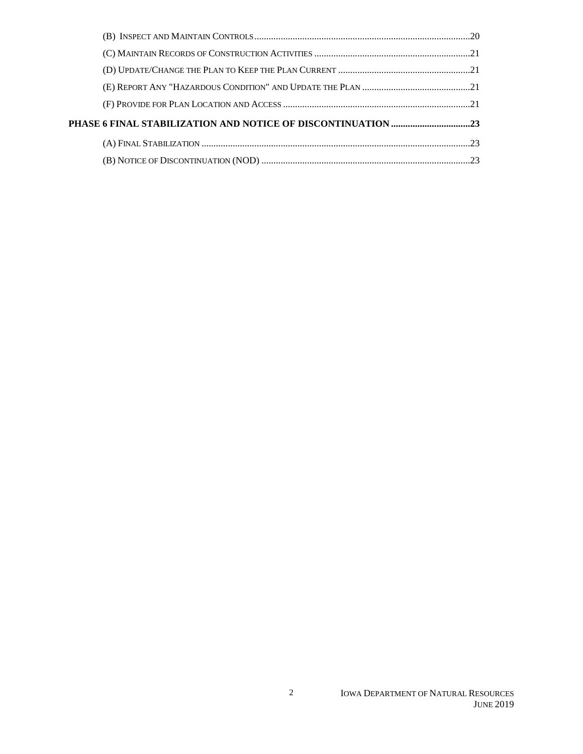(B) Inspect and Maintain Controls ......................................................................................20

(C) Maintain Records of Construction Activities ................................................................21

(D) Update/Change the Plan to Keep the Plan Current .......................................................21

(E) Report Any "Hazardous Condition" and Update the Plan .............................................21

(F) Provide for Plan Location and Access ..........................................................................21

**PHASE 6 FINAL STABILIZATION AND NOTICE OF DISCONTINUATION .................................23**

(A) Final Stabilization ..........................................................................................................23

(B) Notice of Discontinuation (NOD) ..................................................................................23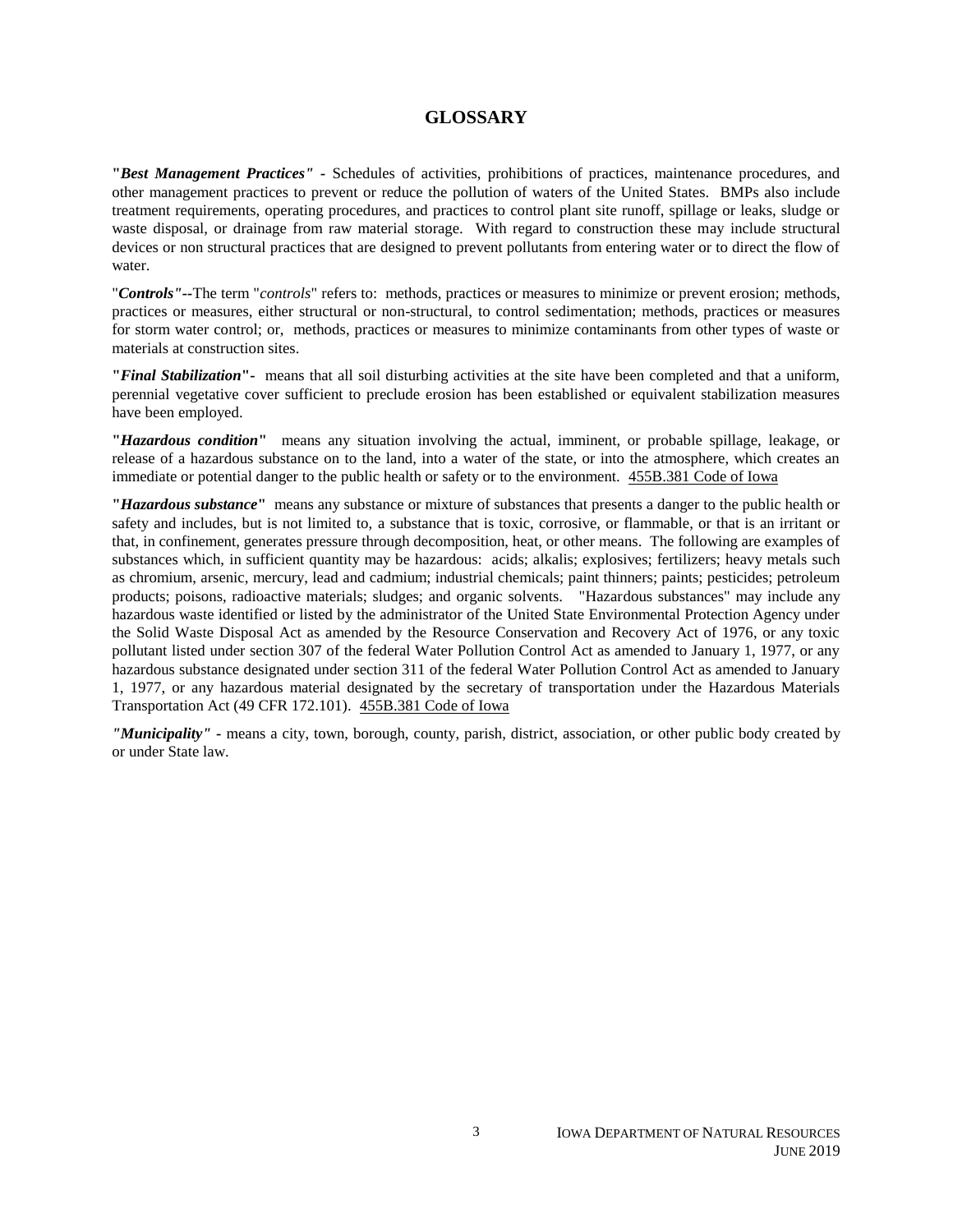## GLOSSARY

***"Best Management Practices"*** **-** Schedules of activities, prohibitions of practices, maintenance procedures, and other management practices to prevent or reduce the pollution of waters of the United States. BMPs also include treatment requirements, operating procedures, and practices to control plant site runoff, spillage or leaks, sludge or waste disposal, or drainage from raw material storage. With regard to construction these may include structural devices or non structural practices that are designed to prevent pollutants from entering water or to direct the flow of water.

"***Controls"***--The term "*controls*" refers to: methods, practices or measures to minimize or prevent erosion; methods, practices or measures, either structural or non-structural, to control sedimentation; methods, practices or measures for storm water control; or, methods, practices or measures to minimize contaminants from other types of waste or materials at construction sites.

**"*Final Stabilization*"**- means that all soil disturbing activities at the site have been completed and that a uniform, perennial vegetative cover sufficient to preclude erosion has been established or equivalent stabilization measures have been employed.

**"*Hazardous condition*"** means any situation involving the actual, imminent, or probable spillage, leakage, or release of a hazardous substance on to the land, into a water of the state, or into the atmosphere, which creates an immediate or potential danger to the public health or safety or to the environment. 455B.381 Code of Iowa

**"*Hazardous substance*"** means any substance or mixture of substances that presents a danger to the public health or safety and includes, but is not limited to, a substance that is toxic, corrosive, or flammable, or that is an irritant or that, in confinement, generates pressure through decomposition, heat, or other means. The following are examples of substances which, in sufficient quantity may be hazardous: acids; alkalis; explosives; fertilizers; heavy metals such as chromium, arsenic, mercury, lead and cadmium; industrial chemicals; paint thinners; paints; pesticides; petroleum products; poisons, radioactive materials; sludges; and organic solvents. "Hazardous substances" may include any hazardous waste identified or listed by the administrator of the United State Environmental Protection Agency under the Solid Waste Disposal Act as amended by the Resource Conservation and Recovery Act of 1976, or any toxic pollutant listed under section 307 of the federal Water Pollution Control Act as amended to January 1, 1977, or any hazardous substance designated under section 311 of the federal Water Pollution Control Act as amended to January 1, 1977, or any hazardous material designated by the secretary of transportation under the Hazardous Materials Transportation Act (49 CFR 172.101). 455B.381 Code of Iowa

***"Municipality"*** - means a city, town, borough, county, parish, district, association, or other public body created by or under State law.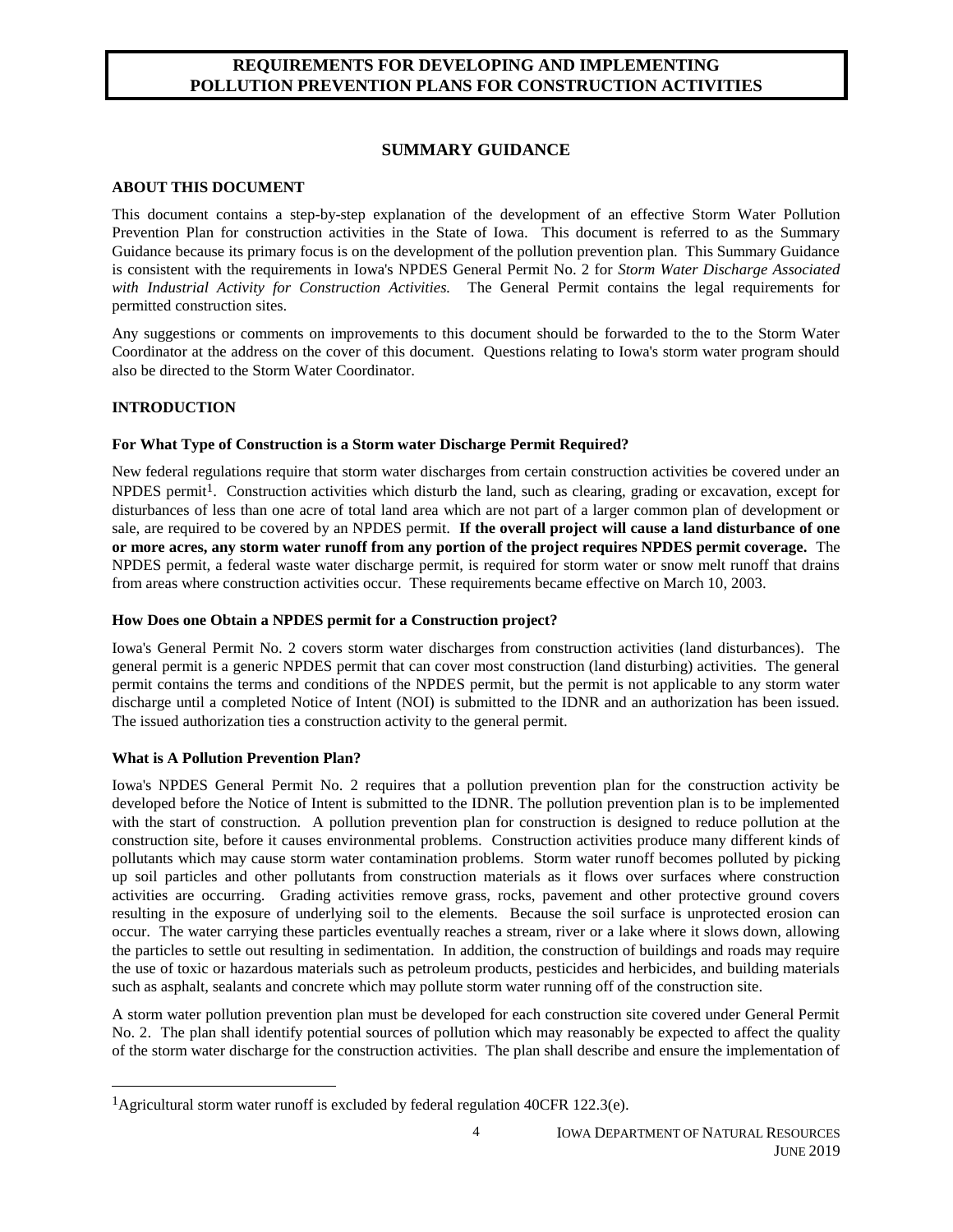# REQUIREMENTS FOR DEVELOPING AND IMPLEMENTING POLLUTION PREVENTION PLANS FOR CONSTRUCTION ACTIVITIES

## SUMMARY GUIDANCE

### ABOUT THIS DOCUMENT

This document contains a step-by-step explanation of the development of an effective Storm Water Pollution Prevention Plan for construction activities in the State of Iowa. This document is referred to as the Summary Guidance because its primary focus is on the development of the pollution prevention plan. This Summary Guidance is consistent with the requirements in Iowa's NPDES General Permit No. 2 for *Storm Water Discharge Associated with Industrial Activity for Construction Activities.* The General Permit contains the legal requirements for permitted construction sites.

Any suggestions or comments on improvements to this document should be forwarded to the to the Storm Water Coordinator at the address on the cover of this document. Questions relating to Iowa's storm water program should also be directed to the Storm Water Coordinator.

### INTRODUCTION

#### For What Type of Construction is a Storm water Discharge Permit Required?

New federal regulations require that storm water discharges from certain construction activities be covered under an NPDES permit[1]. Construction activities which disturb the land, such as clearing, grading or excavation, except for disturbances of less than one acre of total land area which are not part of a larger common plan of development or sale, are required to be covered by an NPDES permit. **If the overall project will cause a land disturbance of one or more acres, any storm water runoff from any portion of the project requires NPDES permit coverage.** The NPDES permit, a federal waste water discharge permit, is required for storm water or snow melt runoff that drains from areas where construction activities occur. These requirements became effective on March 10, 2003.

#### How Does one Obtain a NPDES permit for a Construction project?

Iowa's General Permit No. 2 covers storm water discharges from construction activities (land disturbances). The general permit is a generic NPDES permit that can cover most construction (land disturbing) activities. The general permit contains the terms and conditions of the NPDES permit, but the permit is not applicable to any storm water discharge until a completed Notice of Intent (NOI) is submitted to the IDNR and an authorization has been issued. The issued authorization ties a construction activity to the general permit.

#### What is A Pollution Prevention Plan?

Iowa's NPDES General Permit No. 2 requires that a pollution prevention plan for the construction activity be developed before the Notice of Intent is submitted to the IDNR. The pollution prevention plan is to be implemented with the start of construction. A pollution prevention plan for construction is designed to reduce pollution at the construction site, before it causes environmental problems. Construction activities produce many different kinds of pollutants which may cause storm water contamination problems. Storm water runoff becomes polluted by picking up soil particles and other pollutants from construction materials as it flows over surfaces where construction activities are occurring. Grading activities remove grass, rocks, pavement and other protective ground covers resulting in the exposure of underlying soil to the elements. Because the soil surface is unprotected erosion can occur. The water carrying these particles eventually reaches a stream, river or a lake where it slows down, allowing the particles to settle out resulting in sedimentation. In addition, the construction of buildings and roads may require the use of toxic or hazardous materials such as petroleum products, pesticides and herbicides, and building materials such as asphalt, sealants and concrete which may pollute storm water running off of the construction site.

A storm water pollution prevention plan must be developed for each construction site covered under General Permit No. 2. The plan shall identify potential sources of pollution which may reasonably be expected to affect the quality of the storm water discharge for the construction activities. The plan shall describe and ensure the implementation of

---

[1] Agricultural storm water runoff is excluded by federal regulation 40CFR 122.3(e).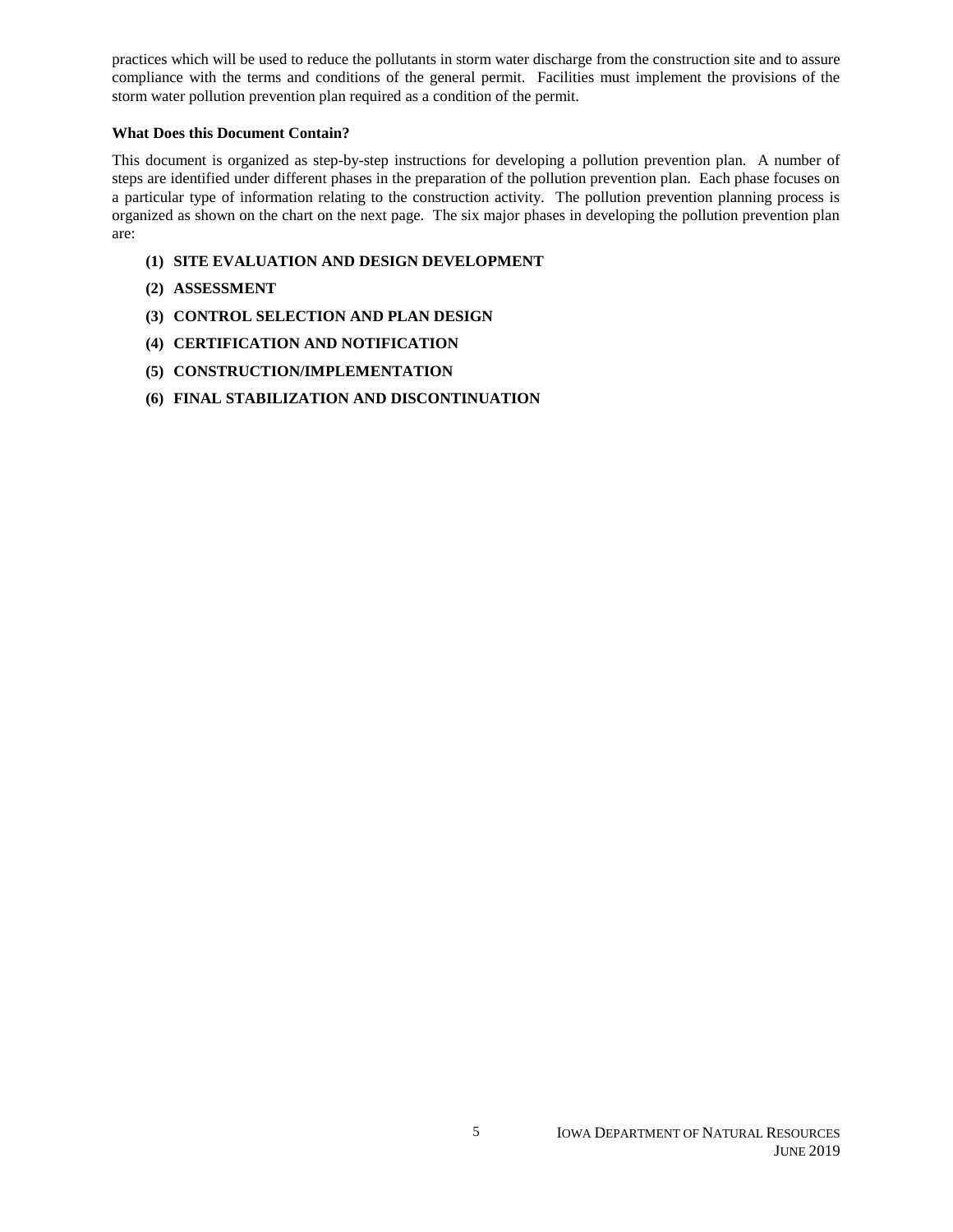practices which will be used to reduce the pollutants in storm water discharge from the construction site and to assure compliance with the terms and conditions of the general permit. Facilities must implement the provisions of the storm water pollution prevention plan required as a condition of the permit.

**What Does this Document Contain?**

This document is organized as step-by-step instructions for developing a pollution prevention plan. A number of steps are identified under different phases in the preparation of the pollution prevention plan. Each phase focuses on a particular type of information relating to the construction activity. The pollution prevention planning process is organized as shown on the chart on the next page. The six major phases in developing the pollution prevention plan are:

- **(1) SITE EVALUATION AND DESIGN DEVELOPMENT**
- **(2) ASSESSMENT**
- **(3) CONTROL SELECTION AND PLAN DESIGN**
- **(4) CERTIFICATION AND NOTIFICATION**
- **(5) CONSTRUCTION/IMPLEMENTATION**
- **(6) FINAL STABILIZATION AND DISCONTINUATION**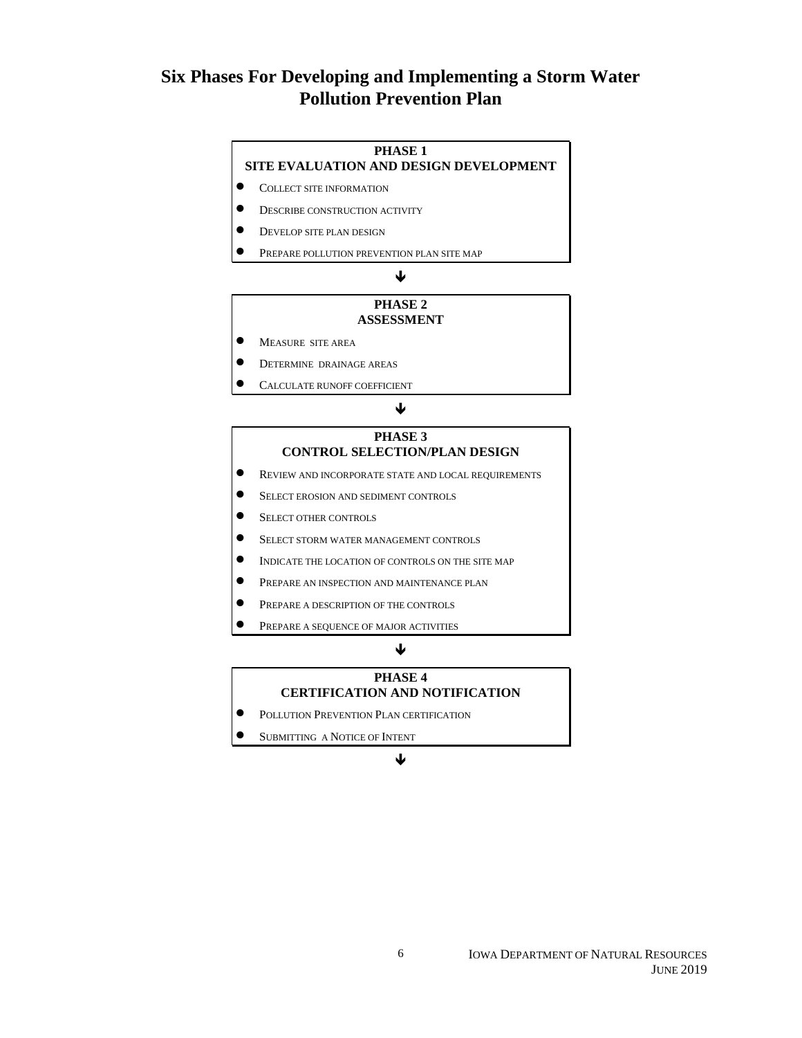# Six Phases For Developing and Implementing a Storm Water Pollution Prevention Plan

**PHASE 1**
**SITE EVALUATION AND DESIGN DEVELOPMENT**

- Collect site information
- Describe construction activity
- Develop site plan design
- Prepare pollution prevention plan site map

↓

**PHASE 2**
**ASSESSMENT**

- Measure site area
- Determine drainage areas
- Calculate runoff coefficient

↓

**PHASE 3**
**CONTROL SELECTION/PLAN DESIGN**

- Review and incorporate state and local requirements
- Select erosion and sediment controls
- Select other controls
- Select storm water management controls
- Indicate the location of controls on the site map
- Prepare an inspection and maintenance plan
- Prepare a description of the controls
- Prepare a sequence of major activities

↓

**PHASE 4**
**CERTIFICATION AND NOTIFICATION**

- Pollution Prevention Plan certification
- Submitting a Notice of Intent

↓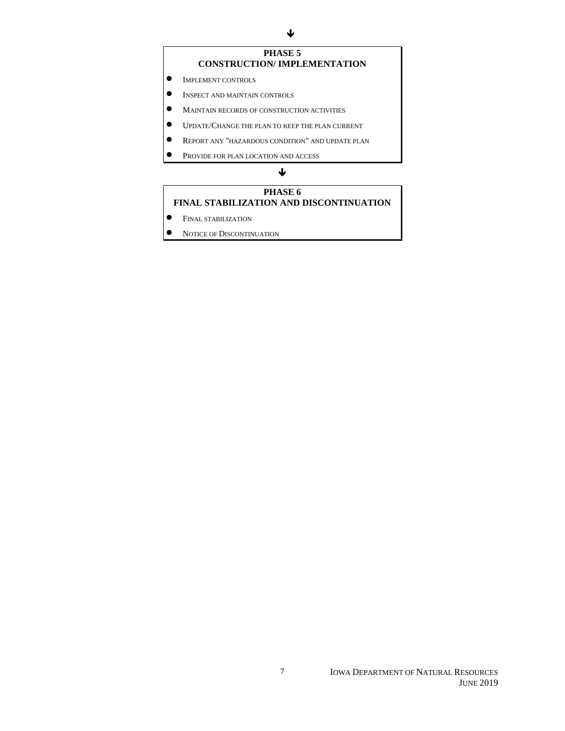↓

**PHASE 5**
**CONSTRUCTION/ IMPLEMENTATION**

- IMPLEMENT CONTROLS
- INSPECT AND MAINTAIN CONTROLS
- MAINTAIN RECORDS OF CONSTRUCTION ACTIVITIES
- UPDATE/CHANGE THE PLAN TO KEEP THE PLAN CURRENT
- REPORT ANY "HAZARDOUS CONDITION" AND UPDATE PLAN
- PROVIDE FOR PLAN LOCATION AND ACCESS

↓

**PHASE 6**
**FINAL STABILIZATION AND DISCONTINUATION**

- FINAL STABILIZATION
- NOTICE OF DISCONTINUATION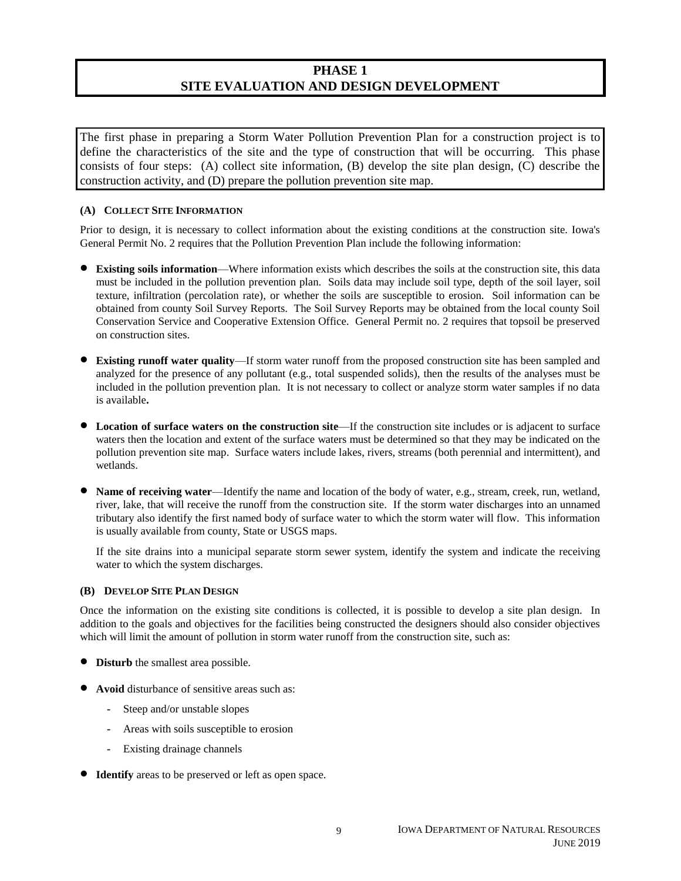# PHASE 1
# SITE EVALUATION AND DESIGN DEVELOPMENT

The first phase in preparing a Storm Water Pollution Prevention Plan for a construction project is to define the characteristics of the site and the type of construction that will be occurring. This phase consists of four steps: (A) collect site information, (B) develop the site plan design, (C) describe the construction activity, and (D) prepare the pollution prevention site map.

### (A) Collect Site Information

Prior to design, it is necessary to collect information about the existing conditions at the construction site. Iowa's General Permit No. 2 requires that the Pollution Prevention Plan include the following information:

- **Existing soils information**—Where information exists which describes the soils at the construction site, this data must be included in the pollution prevention plan. Soils data may include soil type, depth of the soil layer, soil texture, infiltration (percolation rate), or whether the soils are susceptible to erosion. Soil information can be obtained from county Soil Survey Reports. The Soil Survey Reports may be obtained from the local county Soil Conservation Service and Cooperative Extension Office. General Permit no. 2 requires that topsoil be preserved on construction sites.

- **Existing runoff water quality**—If storm water runoff from the proposed construction site has been sampled and analyzed for the presence of any pollutant (e.g., total suspended solids), then the results of the analyses must be included in the pollution prevention plan. It is not necessary to collect or analyze storm water samples if no data is available**.**

- **Location of surface waters on the construction site**—If the construction site includes or is adjacent to surface waters then the location and extent of the surface waters must be determined so that they may be indicated on the pollution prevention site map. Surface waters include lakes, rivers, streams (both perennial and intermittent), and wetlands.

- **Name of receiving water**—Identify the name and location of the body of water, e.g., stream, creek, run, wetland, river, lake, that will receive the runoff from the construction site. If the storm water discharges into an unnamed tributary also identify the first named body of surface water to which the storm water will flow. This information is usually available from county, State or USGS maps.

  If the site drains into a municipal separate storm sewer system, identify the system and indicate the receiving water to which the system discharges.

### (B) Develop Site Plan Design

Once the information on the existing site conditions is collected, it is possible to develop a site plan design. In addition to the goals and objectives for the facilities being constructed the designers should also consider objectives which will limit the amount of pollution in storm water runoff from the construction site, such as:

- **Disturb** the smallest area possible.

- **Avoid** disturbance of sensitive areas such as:
  - Steep and/or unstable slopes
  - Areas with soils susceptible to erosion
  - Existing drainage channels

- **Identify** areas to be preserved or left as open space.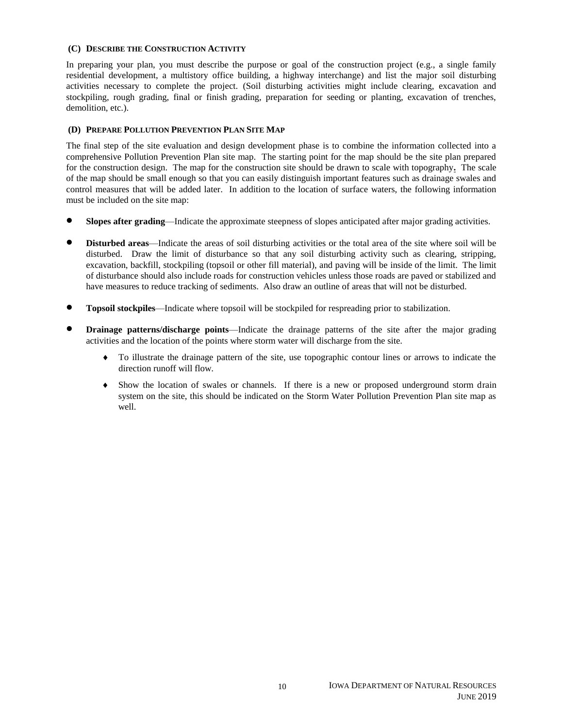### (C) Describe the Construction Activity

In preparing your plan, you must describe the purpose or goal of the construction project (e.g., a single family residential development, a multistory office building, a highway interchange) and list the major soil disturbing activities necessary to complete the project. (Soil disturbing activities might include clearing, excavation and stockpiling, rough grading, final or finish grading, preparation for seeding or planting, excavation of trenches, demolition, etc.).

### (D) Prepare Pollution Prevention Plan Site Map

The final step of the site evaluation and design development phase is to combine the information collected into a comprehensive Pollution Prevention Plan site map. The starting point for the map should be the site plan prepared for the construction design. The map for the construction site should be drawn to scale with topography**.** The scale of the map should be small enough so that you can easily distinguish important features such as drainage swales and control measures that will be added later. In addition to the location of surface waters, the following information must be included on the site map:

- **Slopes after grading**—Indicate the approximate steepness of slopes anticipated after major grading activities.
- **Disturbed areas**—Indicate the areas of soil disturbing activities or the total area of the site where soil will be disturbed. Draw the limit of disturbance so that any soil disturbing activity such as clearing, stripping, excavation, backfill, stockpiling (topsoil or other fill material), and paving will be inside of the limit. The limit of disturbance should also include roads for construction vehicles unless those roads are paved or stabilized and have measures to reduce tracking of sediments. Also draw an outline of areas that will not be disturbed.
- **Topsoil stockpiles**—Indicate where topsoil will be stockpiled for respreading prior to stabilization.
- **Drainage patterns/discharge points**—Indicate the drainage patterns of the site after the major grading activities and the location of the points where storm water will discharge from the site.
  - To illustrate the drainage pattern of the site, use topographic contour lines or arrows to indicate the direction runoff will flow.
  - Show the location of swales or channels. If there is a new or proposed underground storm drain system on the site, this should be indicated on the Storm Water Pollution Prevention Plan site map as well.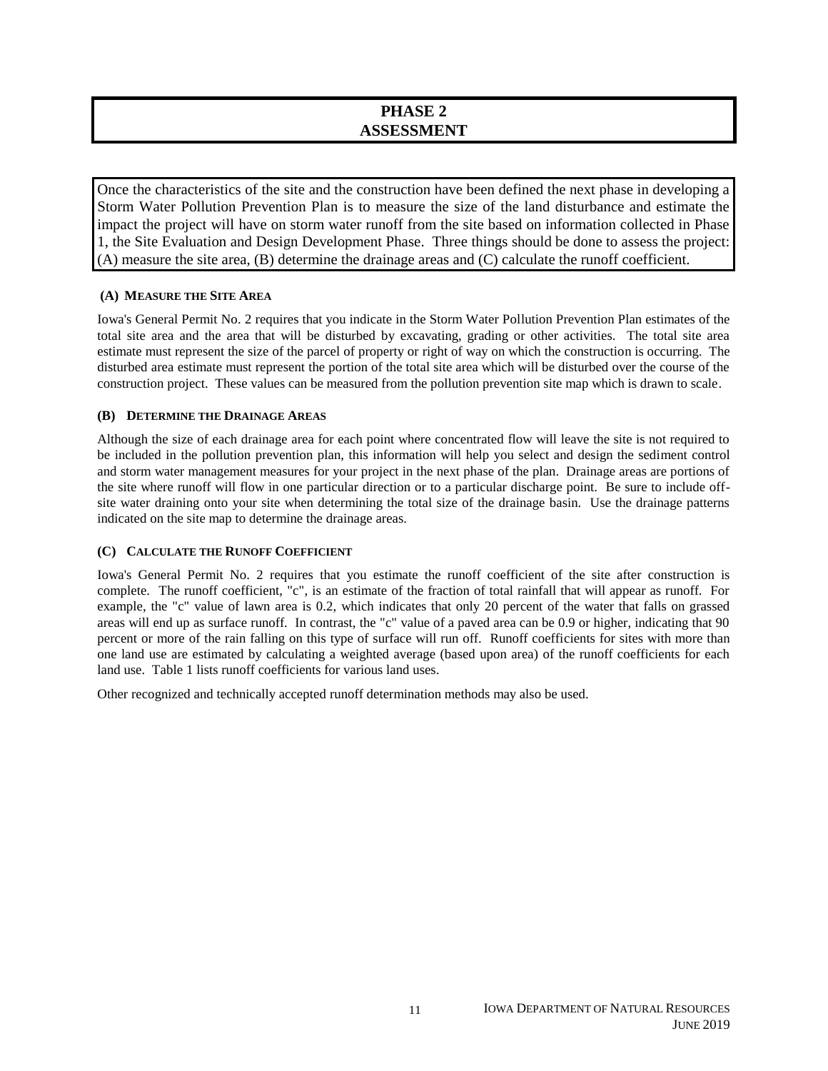# PHASE 2
# ASSESSMENT

Once the characteristics of the site and the construction have been defined the next phase in developing a Storm Water Pollution Prevention Plan is to measure the size of the land disturbance and estimate the impact the project will have on storm water runoff from the site based on information collected in Phase 1, the Site Evaluation and Design Development Phase. Three things should be done to assess the project: (A) measure the site area, (B) determine the drainage areas and (C) calculate the runoff coefficient.

### (A) MEASURE THE SITE AREA

Iowa's General Permit No. 2 requires that you indicate in the Storm Water Pollution Prevention Plan estimates of the total site area and the area that will be disturbed by excavating, grading or other activities. The total site area estimate must represent the size of the parcel of property or right of way on which the construction is occurring. The disturbed area estimate must represent the portion of the total site area which will be disturbed over the course of the construction project. These values can be measured from the pollution prevention site map which is drawn to scale.

### (B) DETERMINE THE DRAINAGE AREAS

Although the size of each drainage area for each point where concentrated flow will leave the site is not required to be included in the pollution prevention plan, this information will help you select and design the sediment control and storm water management measures for your project in the next phase of the plan. Drainage areas are portions of the site where runoff will flow in one particular direction or to a particular discharge point. Be sure to include off-site water draining onto your site when determining the total size of the drainage basin. Use the drainage patterns indicated on the site map to determine the drainage areas.

### (C) CALCULATE THE RUNOFF COEFFICIENT

Iowa's General Permit No. 2 requires that you estimate the runoff coefficient of the site after construction is complete. The runoff coefficient, "c", is an estimate of the fraction of total rainfall that will appear as runoff. For example, the "c" value of lawn area is 0.2, which indicates that only 20 percent of the water that falls on grassed areas will end up as surface runoff. In contrast, the "c" value of a paved area can be 0.9 or higher, indicating that 90 percent or more of the rain falling on this type of surface will run off. Runoff coefficients for sites with more than one land use are estimated by calculating a weighted average (based upon area) of the runoff coefficients for each land use. Table 1 lists runoff coefficients for various land uses.

Other recognized and technically accepted runoff determination methods may also be used.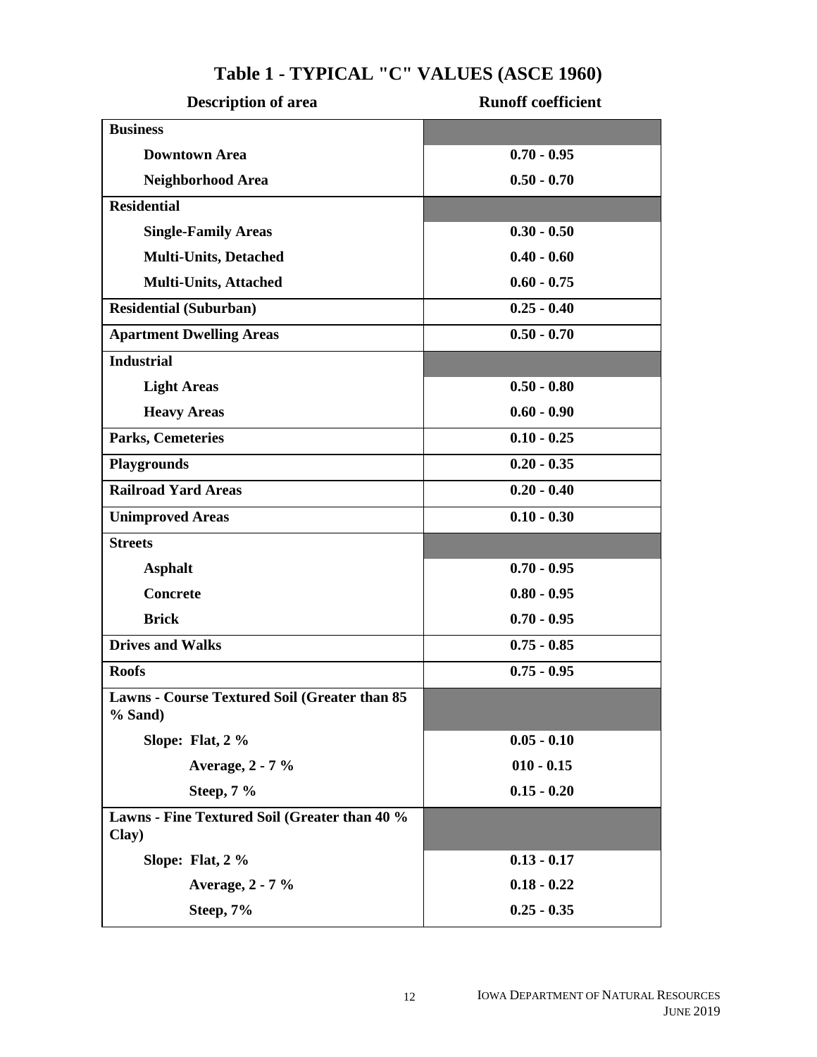# Table 1 - TYPICAL "C" VALUES (ASCE 1960)

| Description of area | Runoff coefficient |
|---|---|
| **Business** | |
| Downtown Area | 0.70 - 0.95 |
| Neighborhood Area | 0.50 - 0.70 |
| **Residential** | |
| Single-Family Areas | 0.30 - 0.50 |
| Multi-Units, Detached | 0.40 - 0.60 |
| Multi-Units, Attached | 0.60 - 0.75 |
| **Residential (Suburban)** | 0.25 - 0.40 |
| **Apartment Dwelling Areas** | 0.50 - 0.70 |
| **Industrial** | |
| Light Areas | 0.50 - 0.80 |
| Heavy Areas | 0.60 - 0.90 |
| **Parks, Cemeteries** | 0.10 - 0.25 |
| **Playgrounds** | 0.20 - 0.35 |
| **Railroad Yard Areas** | 0.20 - 0.40 |
| **Unimproved Areas** | 0.10 - 0.30 |
| **Streets** | |
| Asphalt | 0.70 - 0.95 |
| Concrete | 0.80 - 0.95 |
| Brick | 0.70 - 0.95 |
| **Drives and Walks** | 0.75 - 0.85 |
| **Roofs** | 0.75 - 0.95 |
| **Lawns - Course Textured Soil (Greater than 85 % Sand)** | |
| Slope: Flat, 2 % | 0.05 - 0.10 |
| Average, 2 - 7 % | 010 - 0.15 |
| Steep, 7 % | 0.15 - 0.20 |
| **Lawns - Fine Textured Soil (Greater than 40 % Clay)** | |
| Slope: Flat, 2 % | 0.13 - 0.17 |
| Average, 2 - 7 % | 0.18 - 0.22 |
| Steep, 7% | 0.25 - 0.35 |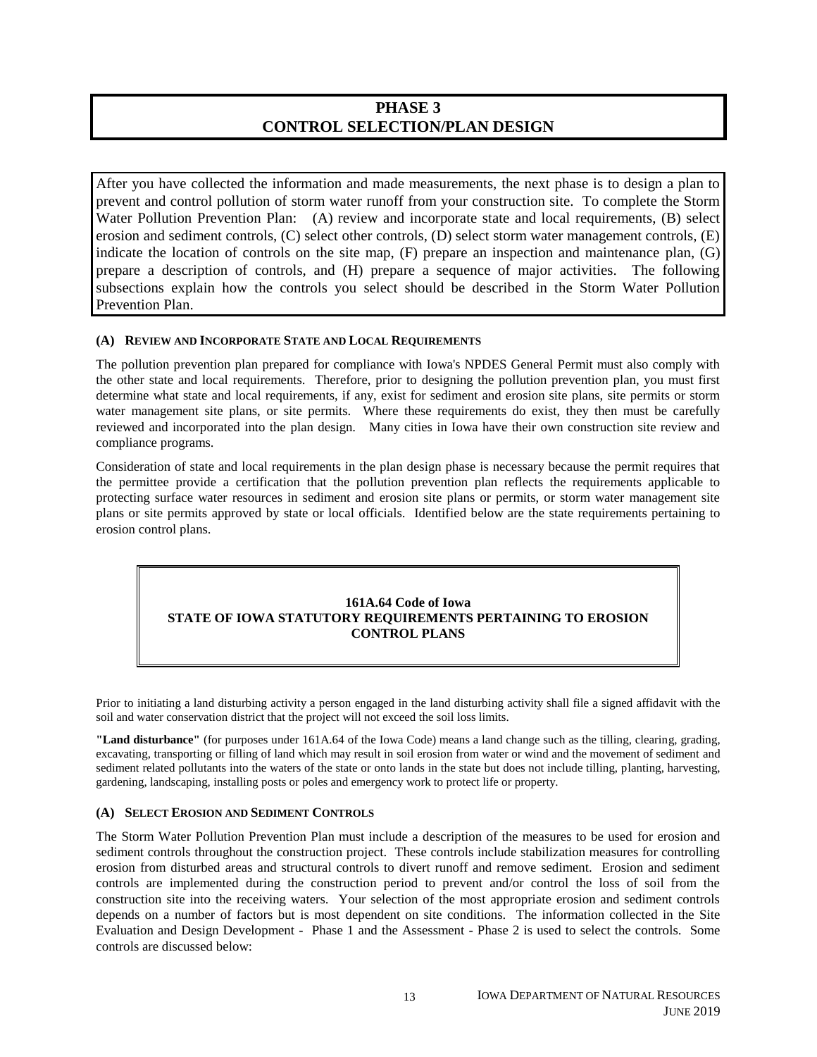# PHASE 3
# CONTROL SELECTION/PLAN DESIGN

After you have collected the information and made measurements, the next phase is to design a plan to prevent and control pollution of storm water runoff from your construction site. To complete the Storm Water Pollution Prevention Plan: (A) review and incorporate state and local requirements, (B) select erosion and sediment controls, (C) select other controls, (D) select storm water management controls, (E) indicate the location of controls on the site map, (F) prepare an inspection and maintenance plan, (G) prepare a description of controls, and (H) prepare a sequence of major activities. The following subsections explain how the controls you select should be described in the Storm Water Pollution Prevention Plan.

### (A) REVIEW AND INCORPORATE STATE AND LOCAL REQUIREMENTS

The pollution prevention plan prepared for compliance with Iowa's NPDES General Permit must also comply with the other state and local requirements. Therefore, prior to designing the pollution prevention plan, you must first determine what state and local requirements, if any, exist for sediment and erosion site plans, site permits or storm water management site plans, or site permits. Where these requirements do exist, they then must be carefully reviewed and incorporated into the plan design. Many cities in Iowa have their own construction site review and compliance programs.

Consideration of state and local requirements in the plan design phase is necessary because the permit requires that the permittee provide a certification that the pollution prevention plan reflects the requirements applicable to protecting surface water resources in sediment and erosion site plans or permits, or storm water management site plans or site permits approved by state or local officials. Identified below are the state requirements pertaining to erosion control plans.

**161A.64 Code of Iowa**
**STATE OF IOWA STATUTORY REQUIREMENTS PERTAINING TO EROSION CONTROL PLANS**

Prior to initiating a land disturbing activity a person engaged in the land disturbing activity shall file a signed affidavit with the soil and water conservation district that the project will not exceed the soil loss limits.

**"Land disturbance"** (for purposes under 161A.64 of the Iowa Code) means a land change such as the tilling, clearing, grading, excavating, transporting or filling of land which may result in soil erosion from water or wind and the movement of sediment and sediment related pollutants into the waters of the state or onto lands in the state but does not include tilling, planting, harvesting, gardening, landscaping, installing posts or poles and emergency work to protect life or property.

### (A) SELECT EROSION AND SEDIMENT CONTROLS

The Storm Water Pollution Prevention Plan must include a description of the measures to be used for erosion and sediment controls throughout the construction project. These controls include stabilization measures for controlling erosion from disturbed areas and structural controls to divert runoff and remove sediment. Erosion and sediment controls are implemented during the construction period to prevent and/or control the loss of soil from the construction site into the receiving waters. Your selection of the most appropriate erosion and sediment controls depends on a number of factors but is most dependent on site conditions. The information collected in the Site Evaluation and Design Development - Phase 1 and the Assessment - Phase 2 is used to select the controls. Some controls are discussed below: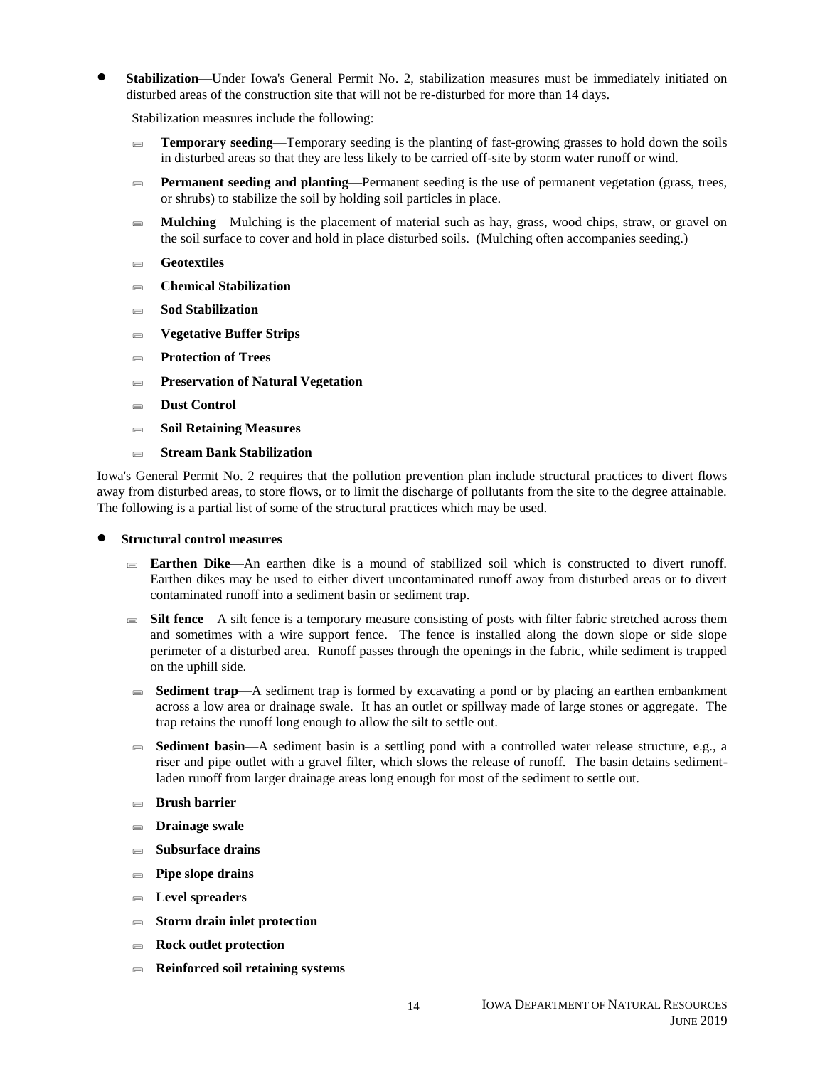- **Stabilization**—Under Iowa's General Permit No. 2, stabilization measures must be immediately initiated on disturbed areas of the construction site that will not be re-disturbed for more than 14 days.

  Stabilization measures include the following:

  - **Temporary seeding**—Temporary seeding is the planting of fast-growing grasses to hold down the soils in disturbed areas so that they are less likely to be carried off-site by storm water runoff or wind.
  - **Permanent seeding and planting**—Permanent seeding is the use of permanent vegetation (grass, trees, or shrubs) to stabilize the soil by holding soil particles in place.
  - **Mulching**—Mulching is the placement of material such as hay, grass, wood chips, straw, or gravel on the soil surface to cover and hold in place disturbed soils. (Mulching often accompanies seeding.)
  - **Geotextiles**
  - **Chemical Stabilization**
  - **Sod Stabilization**
  - **Vegetative Buffer Strips**
  - **Protection of Trees**
  - **Preservation of Natural Vegetation**
  - **Dust Control**
  - **Soil Retaining Measures**
  - **Stream Bank Stabilization**

Iowa's General Permit No. 2 requires that the pollution prevention plan include structural practices to divert flows away from disturbed areas, to store flows, or to limit the discharge of pollutants from the site to the degree attainable. The following is a partial list of some of the structural practices which may be used.

- **Structural control measures**
  - **Earthen Dike**—An earthen dike is a mound of stabilized soil which is constructed to divert runoff. Earthen dikes may be used to either divert uncontaminated runoff away from disturbed areas or to divert contaminated runoff into a sediment basin or sediment trap.
  - **Silt fence**—A silt fence is a temporary measure consisting of posts with filter fabric stretched across them and sometimes with a wire support fence. The fence is installed along the down slope or side slope perimeter of a disturbed area. Runoff passes through the openings in the fabric, while sediment is trapped on the uphill side.
  - **Sediment trap**—A sediment trap is formed by excavating a pond or by placing an earthen embankment across a low area or drainage swale. It has an outlet or spillway made of large stones or aggregate. The trap retains the runoff long enough to allow the silt to settle out.
  - **Sediment basin**—A sediment basin is a settling pond with a controlled water release structure, e.g., a riser and pipe outlet with a gravel filter, which slows the release of runoff. The basin detains sediment-laden runoff from larger drainage areas long enough for most of the sediment to settle out.
  - **Brush barrier**
  - **Drainage swale**
  - **Subsurface drains**
  - **Pipe slope drains**
  - **Level spreaders**
  - **Storm drain inlet protection**
  - **Rock outlet protection**
  - **Reinforced soil retaining systems**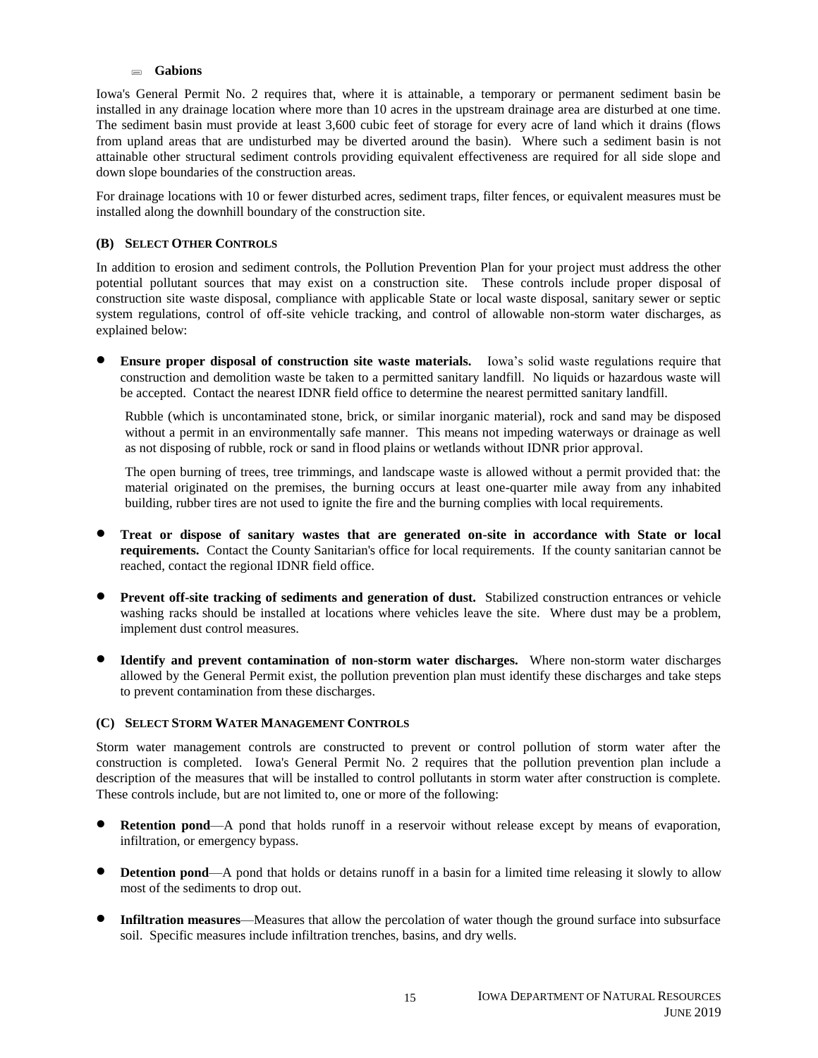- **Gabions**

Iowa's General Permit No. 2 requires that, where it is attainable, a temporary or permanent sediment basin be installed in any drainage location where more than 10 acres in the upstream drainage area are disturbed at one time. The sediment basin must provide at least 3,600 cubic feet of storage for every acre of land which it drains (flows from upland areas that are undisturbed may be diverted around the basin). Where such a sediment basin is not attainable other structural sediment controls providing equivalent effectiveness are required for all side slope and down slope boundaries of the construction areas.

For drainage locations with 10 or fewer disturbed acres, sediment traps, filter fences, or equivalent measures must be installed along the downhill boundary of the construction site.

#### (B) Select Other Controls

In addition to erosion and sediment controls, the Pollution Prevention Plan for your project must address the other potential pollutant sources that may exist on a construction site. These controls include proper disposal of construction site waste disposal, compliance with applicable State or local waste disposal, sanitary sewer or septic system regulations, control of off-site vehicle tracking, and control of allowable non-storm water discharges, as explained below:

- **Ensure proper disposal of construction site waste materials.** Iowa's solid waste regulations require that construction and demolition waste be taken to a permitted sanitary landfill. No liquids or hazardous waste will be accepted. Contact the nearest IDNR field office to determine the nearest permitted sanitary landfill.

  Rubble (which is uncontaminated stone, brick, or similar inorganic material), rock and sand may be disposed without a permit in an environmentally safe manner. This means not impeding waterways or drainage as well as not disposing of rubble, rock or sand in flood plains or wetlands without IDNR prior approval.

  The open burning of trees, tree trimmings, and landscape waste is allowed without a permit provided that: the material originated on the premises, the burning occurs at least one-quarter mile away from any inhabited building, rubber tires are not used to ignite the fire and the burning complies with local requirements.

- **Treat or dispose of sanitary wastes that are generated on-site in accordance with State or local requirements.** Contact the County Sanitarian's office for local requirements. If the county sanitarian cannot be reached, contact the regional IDNR field office.

- **Prevent off-site tracking of sediments and generation of dust.** Stabilized construction entrances or vehicle washing racks should be installed at locations where vehicles leave the site. Where dust may be a problem, implement dust control measures.

- **Identify and prevent contamination of non-storm water discharges.** Where non-storm water discharges allowed by the General Permit exist, the pollution prevention plan must identify these discharges and take steps to prevent contamination from these discharges.

#### (C) Select Storm Water Management Controls

Storm water management controls are constructed to prevent or control pollution of storm water after the construction is completed. Iowa's General Permit No. 2 requires that the pollution prevention plan include a description of the measures that will be installed to control pollutants in storm water after construction is complete. These controls include, but are not limited to, one or more of the following:

- **Retention pond**—A pond that holds runoff in a reservoir without release except by means of evaporation, infiltration, or emergency bypass.

- **Detention pond**—A pond that holds or detains runoff in a basin for a limited time releasing it slowly to allow most of the sediments to drop out.

- **Infiltration measures**—Measures that allow the percolation of water though the ground surface into subsurface soil. Specific measures include infiltration trenches, basins, and dry wells.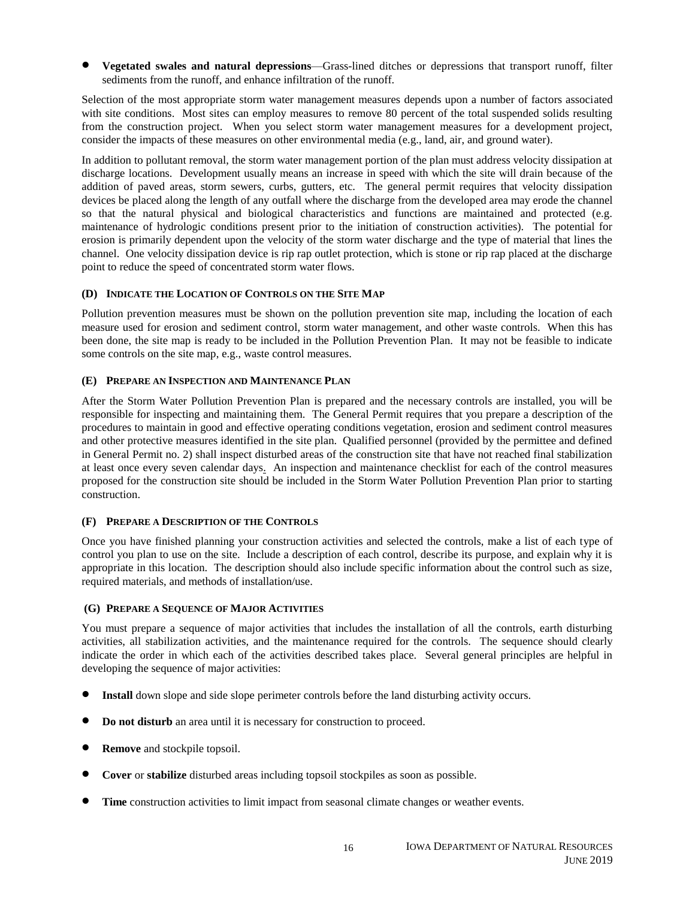- **Vegetated swales and natural depressions**—Grass-lined ditches or depressions that transport runoff, filter sediments from the runoff, and enhance infiltration of the runoff.

Selection of the most appropriate storm water management measures depends upon a number of factors associated with site conditions. Most sites can employ measures to remove 80 percent of the total suspended solids resulting from the construction project. When you select storm water management measures for a development project, consider the impacts of these measures on other environmental media (e.g., land, air, and ground water).

In addition to pollutant removal, the storm water management portion of the plan must address velocity dissipation at discharge locations. Development usually means an increase in speed with which the site will drain because of the addition of paved areas, storm sewers, curbs, gutters, etc. The general permit requires that velocity dissipation devices be placed along the length of any outfall where the discharge from the developed area may erode the channel so that the natural physical and biological characteristics and functions are maintained and protected (e.g. maintenance of hydrologic conditions present prior to the initiation of construction activities). The potential for erosion is primarily dependent upon the velocity of the storm water discharge and the type of material that lines the channel. One velocity dissipation device is rip rap outlet protection, which is stone or rip rap placed at the discharge point to reduce the speed of concentrated storm water flows.

#### (D) Indicate the Location of Controls on the Site Map

Pollution prevention measures must be shown on the pollution prevention site map, including the location of each measure used for erosion and sediment control, storm water management, and other waste controls. When this has been done, the site map is ready to be included in the Pollution Prevention Plan. It may not be feasible to indicate some controls on the site map, e.g., waste control measures.

#### (E) Prepare an Inspection and Maintenance Plan

After the Storm Water Pollution Prevention Plan is prepared and the necessary controls are installed, you will be responsible for inspecting and maintaining them. The General Permit requires that you prepare a description of the procedures to maintain in good and effective operating conditions vegetation, erosion and sediment control measures and other protective measures identified in the site plan. Qualified personnel (provided by the permittee and defined in General Permit no. 2) shall inspect disturbed areas of the construction site that have not reached final stabilization at least once every seven calendar days. An inspection and maintenance checklist for each of the control measures proposed for the construction site should be included in the Storm Water Pollution Prevention Plan prior to starting construction.

#### (F) Prepare a Description of the Controls

Once you have finished planning your construction activities and selected the controls, make a list of each type of control you plan to use on the site. Include a description of each control, describe its purpose, and explain why it is appropriate in this location. The description should also include specific information about the control such as size, required materials, and methods of installation/use.

#### (G) Prepare a Sequence of Major Activities

You must prepare a sequence of major activities that includes the installation of all the controls, earth disturbing activities, all stabilization activities, and the maintenance required for the controls. The sequence should clearly indicate the order in which each of the activities described takes place. Several general principles are helpful in developing the sequence of major activities:

- **Install** down slope and side slope perimeter controls before the land disturbing activity occurs.
- **Do not disturb** an area until it is necessary for construction to proceed.
- **Remove** and stockpile topsoil.
- **Cover** or **stabilize** disturbed areas including topsoil stockpiles as soon as possible.
- **Time** construction activities to limit impact from seasonal climate changes or weather events.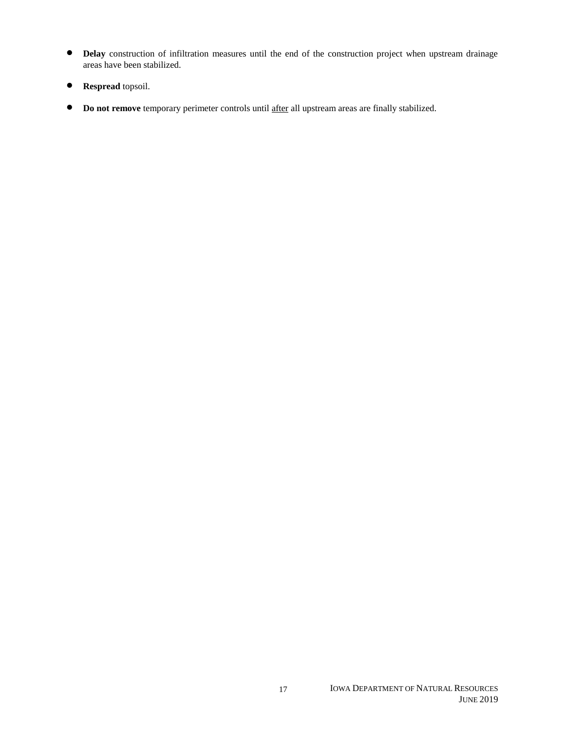- **Delay** construction of infiltration measures until the end of the construction project when upstream drainage areas have been stabilized.

- **Respread** topsoil.

- **Do not remove** temporary perimeter controls until <u>after</u> all upstream areas are finally stabilized.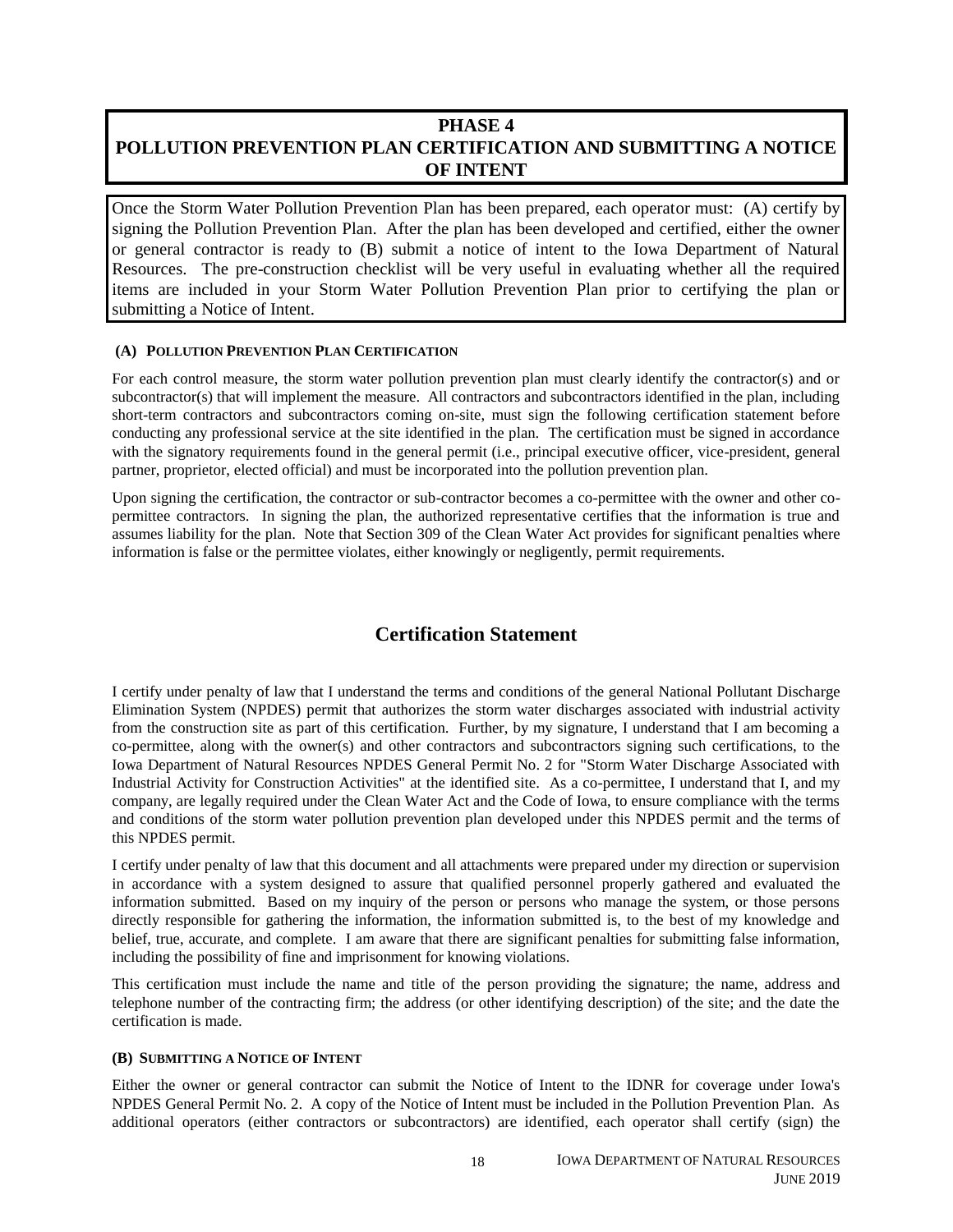# PHASE 4
# POLLUTION PREVENTION PLAN CERTIFICATION AND SUBMITTING A NOTICE OF INTENT

Once the Storm Water Pollution Prevention Plan has been prepared, each operator must: (A) certify by signing the Pollution Prevention Plan. After the plan has been developed and certified, either the owner or general contractor is ready to (B) submit a notice of intent to the Iowa Department of Natural Resources. The pre-construction checklist will be very useful in evaluating whether all the required items are included in your Storm Water Pollution Prevention Plan prior to certifying the plan or submitting a Notice of Intent.

### (A) POLLUTION PREVENTION PLAN CERTIFICATION

For each control measure, the storm water pollution prevention plan must clearly identify the contractor(s) and or subcontractor(s) that will implement the measure. All contractors and subcontractors identified in the plan, including short-term contractors and subcontractors coming on-site, must sign the following certification statement before conducting any professional service at the site identified in the plan. The certification must be signed in accordance with the signatory requirements found in the general permit (i.e., principal executive officer, vice-president, general partner, proprietor, elected official) and must be incorporated into the pollution prevention plan.

Upon signing the certification, the contractor or sub-contractor becomes a co-permittee with the owner and other co-permittee contractors. In signing the plan, the authorized representative certifies that the information is true and assumes liability for the plan. Note that Section 309 of the Clean Water Act provides for significant penalties where information is false or the permittee violates, either knowingly or negligently, permit requirements.

## Certification Statement

I certify under penalty of law that I understand the terms and conditions of the general National Pollutant Discharge Elimination System (NPDES) permit that authorizes the storm water discharges associated with industrial activity from the construction site as part of this certification. Further, by my signature, I understand that I am becoming a co-permittee, along with the owner(s) and other contractors and subcontractors signing such certifications, to the Iowa Department of Natural Resources NPDES General Permit No. 2 for "Storm Water Discharge Associated with Industrial Activity for Construction Activities" at the identified site. As a co-permittee, I understand that I, and my company, are legally required under the Clean Water Act and the Code of Iowa, to ensure compliance with the terms and conditions of the storm water pollution prevention plan developed under this NPDES permit and the terms of this NPDES permit.

I certify under penalty of law that this document and all attachments were prepared under my direction or supervision in accordance with a system designed to assure that qualified personnel properly gathered and evaluated the information submitted. Based on my inquiry of the person or persons who manage the system, or those persons directly responsible for gathering the information, the information submitted is, to the best of my knowledge and belief, true, accurate, and complete. I am aware that there are significant penalties for submitting false information, including the possibility of fine and imprisonment for knowing violations.

This certification must include the name and title of the person providing the signature; the name, address and telephone number of the contracting firm; the address (or other identifying description) of the site; and the date the certification is made.

### (B) SUBMITTING A NOTICE OF INTENT

Either the owner or general contractor can submit the Notice of Intent to the IDNR for coverage under Iowa's NPDES General Permit No. 2. A copy of the Notice of Intent must be included in the Pollution Prevention Plan. As additional operators (either contractors or subcontractors) are identified, each operator shall certify (sign) the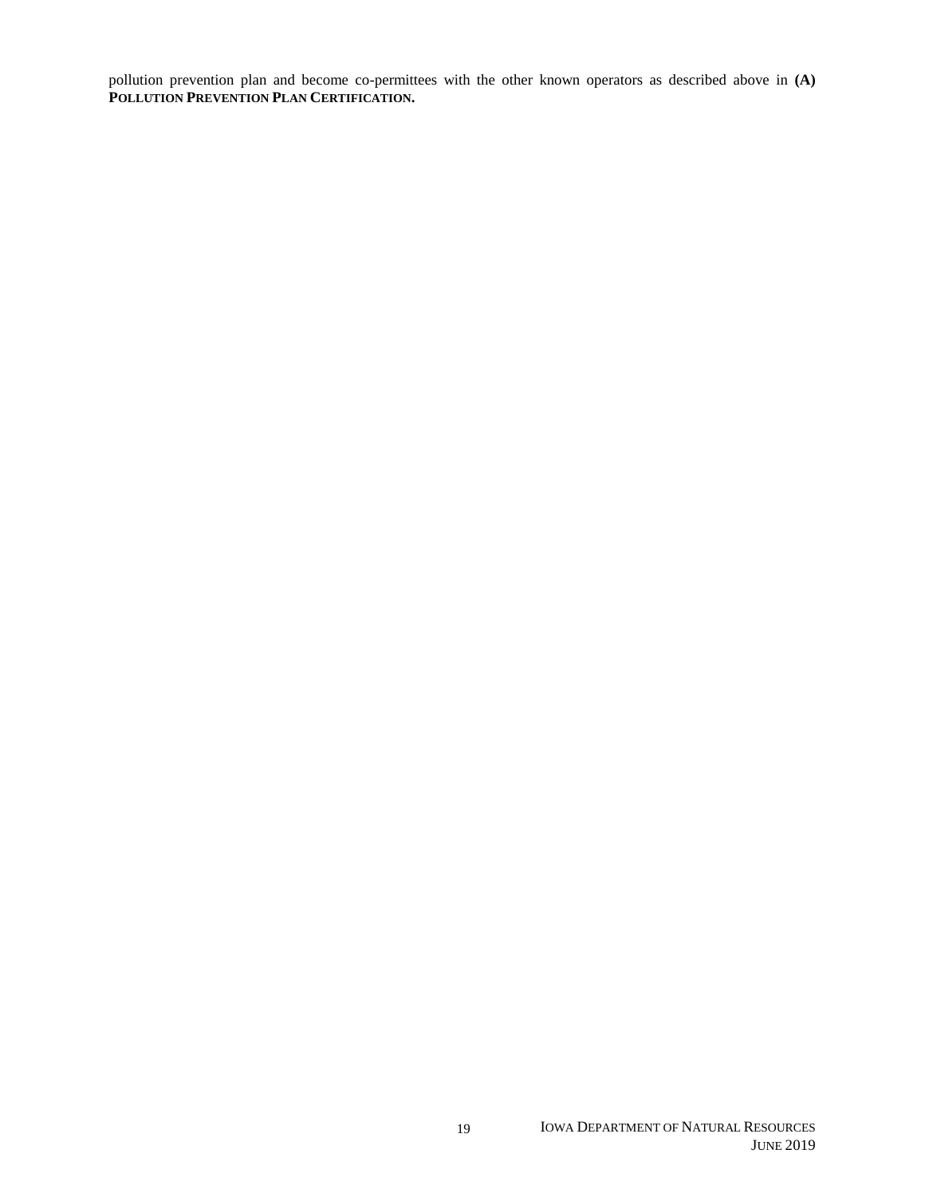pollution prevention plan and become co-permittees with the other known operators as described above in **(A) POLLUTION PREVENTION PLAN CERTIFICATION.**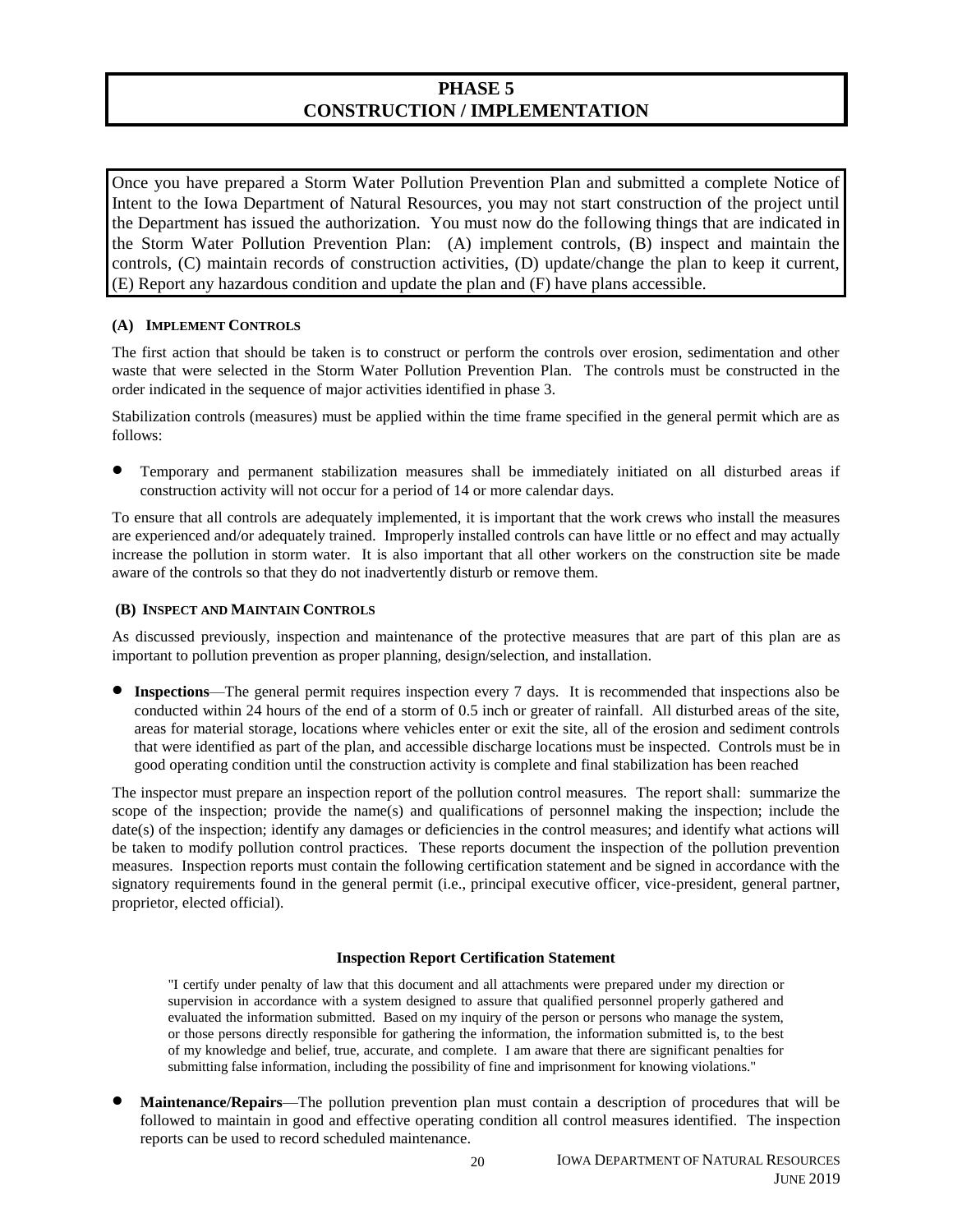# PHASE 5
# CONSTRUCTION / IMPLEMENTATION

Once you have prepared a Storm Water Pollution Prevention Plan and submitted a complete Notice of Intent to the Iowa Department of Natural Resources, you may not start construction of the project until the Department has issued the authorization. You must now do the following things that are indicated in the Storm Water Pollution Prevention Plan: (A) implement controls, (B) inspect and maintain the controls, (C) maintain records of construction activities, (D) update/change the plan to keep it current, (E) Report any hazardous condition and update the plan and (F) have plans accessible.

### (A) Implement Controls

The first action that should be taken is to construct or perform the controls over erosion, sedimentation and other waste that were selected in the Storm Water Pollution Prevention Plan. The controls must be constructed in the order indicated in the sequence of major activities identified in phase 3.

Stabilization controls (measures) must be applied within the time frame specified in the general permit which are as follows:

- Temporary and permanent stabilization measures shall be immediately initiated on all disturbed areas if construction activity will not occur for a period of 14 or more calendar days.

To ensure that all controls are adequately implemented, it is important that the work crews who install the measures are experienced and/or adequately trained. Improperly installed controls can have little or no effect and may actually increase the pollution in storm water. It is also important that all other workers on the construction site be made aware of the controls so that they do not inadvertently disturb or remove them.

### (B) Inspect and Maintain Controls

As discussed previously, inspection and maintenance of the protective measures that are part of this plan are as important to pollution prevention as proper planning, design/selection, and installation.

- **Inspections**—The general permit requires inspection every 7 days. It is recommended that inspections also be conducted within 24 hours of the end of a storm of 0.5 inch or greater of rainfall. All disturbed areas of the site, areas for material storage, locations where vehicles enter or exit the site, all of the erosion and sediment controls that were identified as part of the plan, and accessible discharge locations must be inspected. Controls must be in good operating condition until the construction activity is complete and final stabilization has been reached

The inspector must prepare an inspection report of the pollution control measures. The report shall: summarize the scope of the inspection; provide the name(s) and qualifications of personnel making the inspection; include the date(s) of the inspection; identify any damages or deficiencies in the control measures; and identify what actions will be taken to modify pollution control practices. These reports document the inspection of the pollution prevention measures. Inspection reports must contain the following certification statement and be signed in accordance with the signatory requirements found in the general permit (i.e., principal executive officer, vice-president, general partner, proprietor, elected official).

**Inspection Report Certification Statement**

> "I certify under penalty of law that this document and all attachments were prepared under my direction or supervision in accordance with a system designed to assure that qualified personnel properly gathered and evaluated the information submitted. Based on my inquiry of the person or persons who manage the system, or those persons directly responsible for gathering the information, the information submitted is, to the best of my knowledge and belief, true, accurate, and complete. I am aware that there are significant penalties for submitting false information, including the possibility of fine and imprisonment for knowing violations."

- **Maintenance/Repairs**—The pollution prevention plan must contain a description of procedures that will be followed to maintain in good and effective operating condition all control measures identified. The inspection reports can be used to record scheduled maintenance.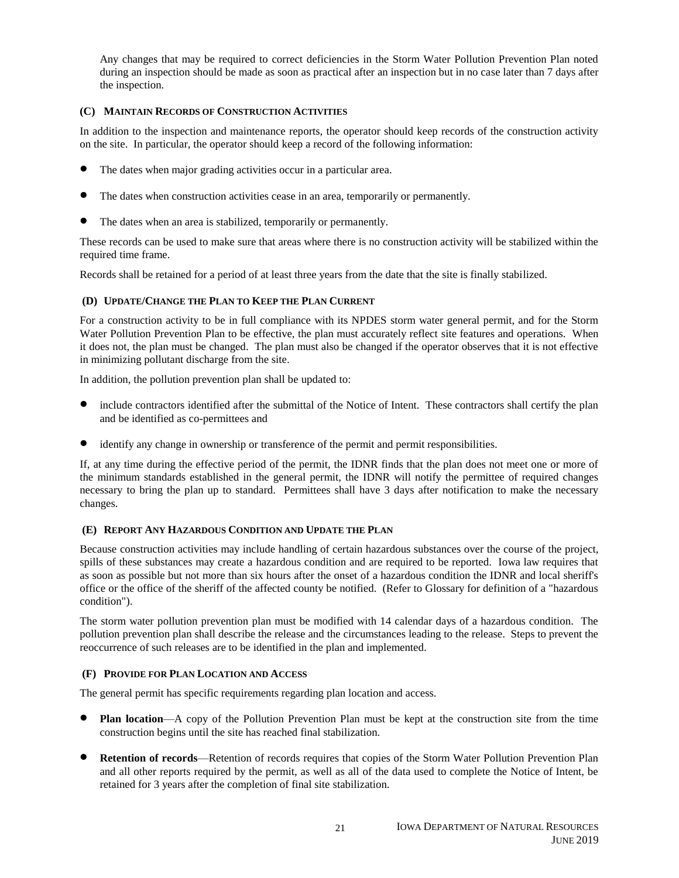Any changes that may be required to correct deficiencies in the Storm Water Pollution Prevention Plan noted during an inspection should be made as soon as practical after an inspection but in no case later than 7 days after the inspection.

### (C) Maintain Records of Construction Activities

In addition to the inspection and maintenance reports, the operator should keep records of the construction activity on the site. In particular, the operator should keep a record of the following information:

- The dates when major grading activities occur in a particular area.
- The dates when construction activities cease in an area, temporarily or permanently.
- The dates when an area is stabilized, temporarily or permanently.

These records can be used to make sure that areas where there is no construction activity will be stabilized within the required time frame.

Records shall be retained for a period of at least three years from the date that the site is finally stabilized.

### (D) Update/Change the Plan to Keep the Plan Current

For a construction activity to be in full compliance with its NPDES storm water general permit, and for the Storm Water Pollution Prevention Plan to be effective, the plan must accurately reflect site features and operations. When it does not, the plan must be changed. The plan must also be changed if the operator observes that it is not effective in minimizing pollutant discharge from the site.

In addition, the pollution prevention plan shall be updated to:

- include contractors identified after the submittal of the Notice of Intent. These contractors shall certify the plan and be identified as co-permittees and
- identify any change in ownership or transference of the permit and permit responsibilities.

If, at any time during the effective period of the permit, the IDNR finds that the plan does not meet one or more of the minimum standards established in the general permit, the IDNR will notify the permittee of required changes necessary to bring the plan up to standard. Permittees shall have 3 days after notification to make the necessary changes.

### (E) Report Any Hazardous Condition and Update the Plan

Because construction activities may include handling of certain hazardous substances over the course of the project, spills of these substances may create a hazardous condition and are required to be reported. Iowa law requires that as soon as possible but not more than six hours after the onset of a hazardous condition the IDNR and local sheriff's office or the office of the sheriff of the affected county be notified. (Refer to Glossary for definition of a "hazardous condition").

The storm water pollution prevention plan must be modified with 14 calendar days of a hazardous condition. The pollution prevention plan shall describe the release and the circumstances leading to the release. Steps to prevent the reoccurrence of such releases are to be identified in the plan and implemented.

### (F) Provide for Plan Location and Access

The general permit has specific requirements regarding plan location and access.

- **Plan location**—A copy of the Pollution Prevention Plan must be kept at the construction site from the time construction begins until the site has reached final stabilization.
- **Retention of records**—Retention of records requires that copies of the Storm Water Pollution Prevention Plan and all other reports required by the permit, as well as all of the data used to complete the Notice of Intent, be retained for 3 years after the completion of final site stabilization.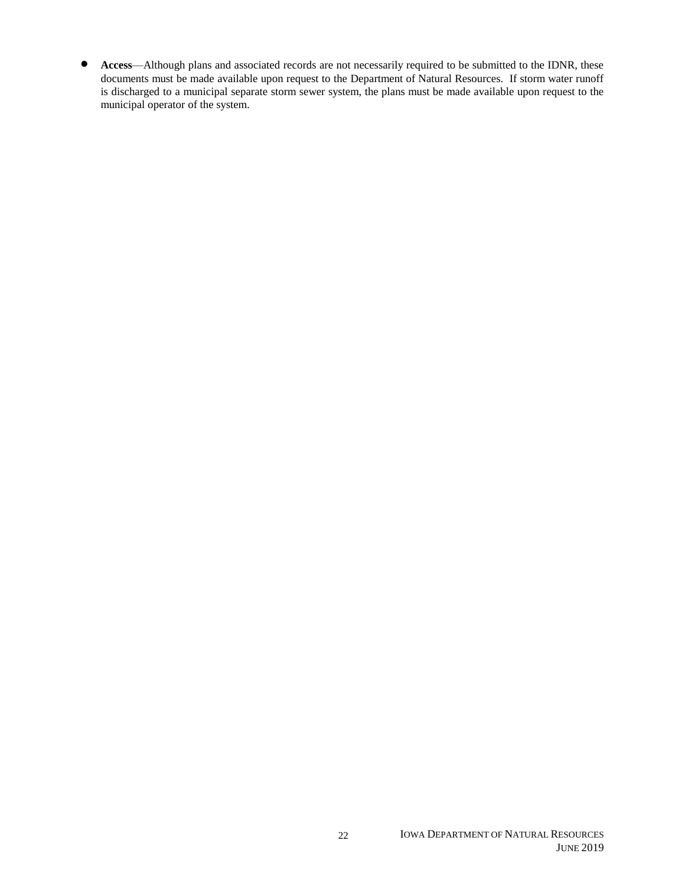- **Access**—Although plans and associated records are not necessarily required to be submitted to the IDNR, these documents must be made available upon request to the Department of Natural Resources. If storm water runoff is discharged to a municipal separate storm sewer system, the plans must be made available upon request to the municipal operator of the system.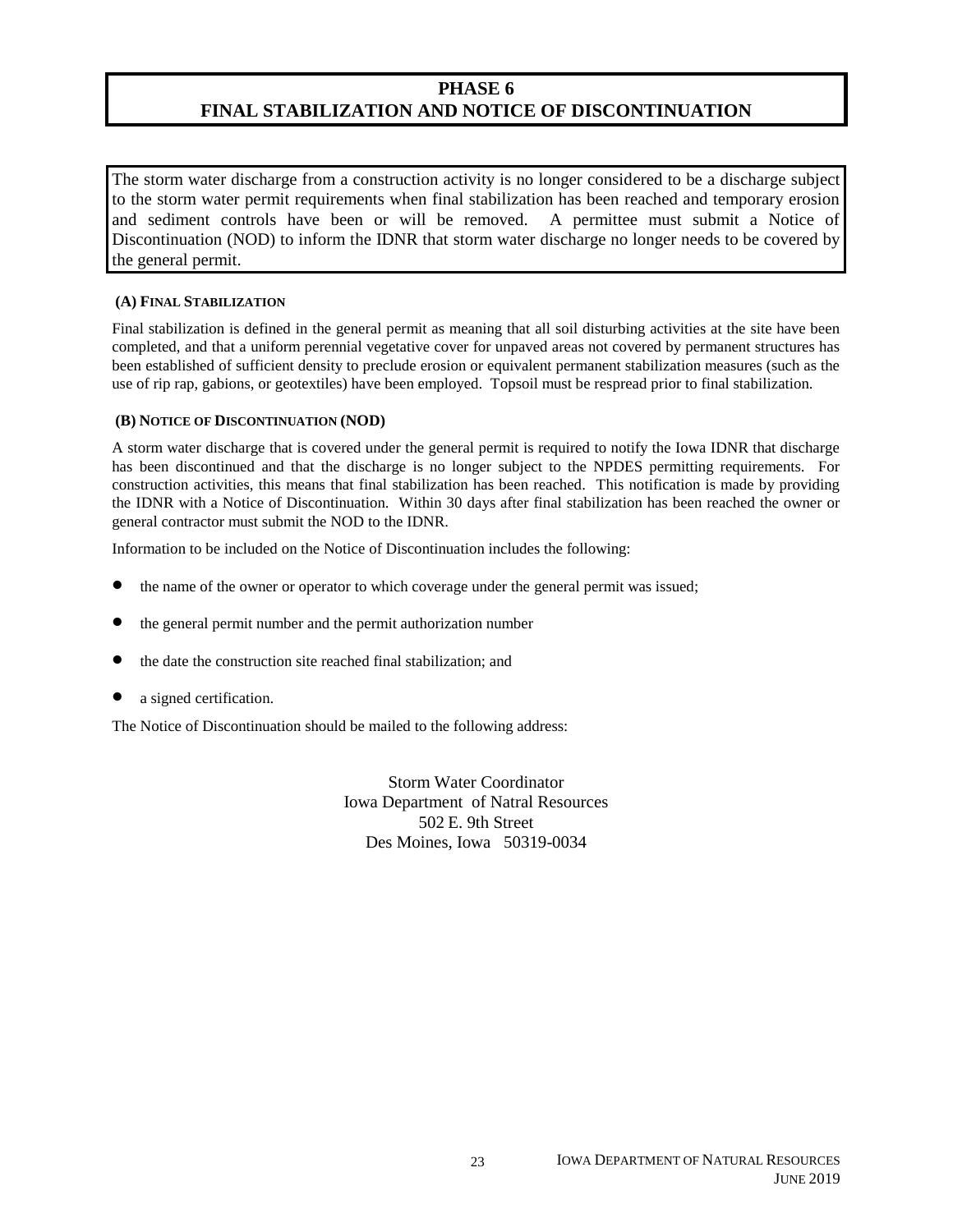# PHASE 6
# FINAL STABILIZATION AND NOTICE OF DISCONTINUATION

The storm water discharge from a construction activity is no longer considered to be a discharge subject to the storm water permit requirements when final stabilization has been reached and temporary erosion and sediment controls have been or will be removed. A permittee must submit a Notice of Discontinuation (NOD) to inform the IDNR that storm water discharge no longer needs to be covered by the general permit.

### (A) Final Stabilization

Final stabilization is defined in the general permit as meaning that all soil disturbing activities at the site have been completed, and that a uniform perennial vegetative cover for unpaved areas not covered by permanent structures has been established of sufficient density to preclude erosion or equivalent permanent stabilization measures (such as the use of rip rap, gabions, or geotextiles) have been employed. Topsoil must be respread prior to final stabilization.

### (B) Notice of Discontinuation (NOD)

A storm water discharge that is covered under the general permit is required to notify the Iowa IDNR that discharge has been discontinued and that the discharge is no longer subject to the NPDES permitting requirements. For construction activities, this means that final stabilization has been reached. This notification is made by providing the IDNR with a Notice of Discontinuation. Within 30 days after final stabilization has been reached the owner or general contractor must submit the NOD to the IDNR.

Information to be included on the Notice of Discontinuation includes the following:

- the name of the owner or operator to which coverage under the general permit was issued;
- the general permit number and the permit authorization number
- the date the construction site reached final stabilization; and
- a signed certification.

The Notice of Discontinuation should be mailed to the following address:

Storm Water Coordinator
Iowa Department of Natral Resources
502 E. 9th Street
Des Moines, Iowa 50319-0034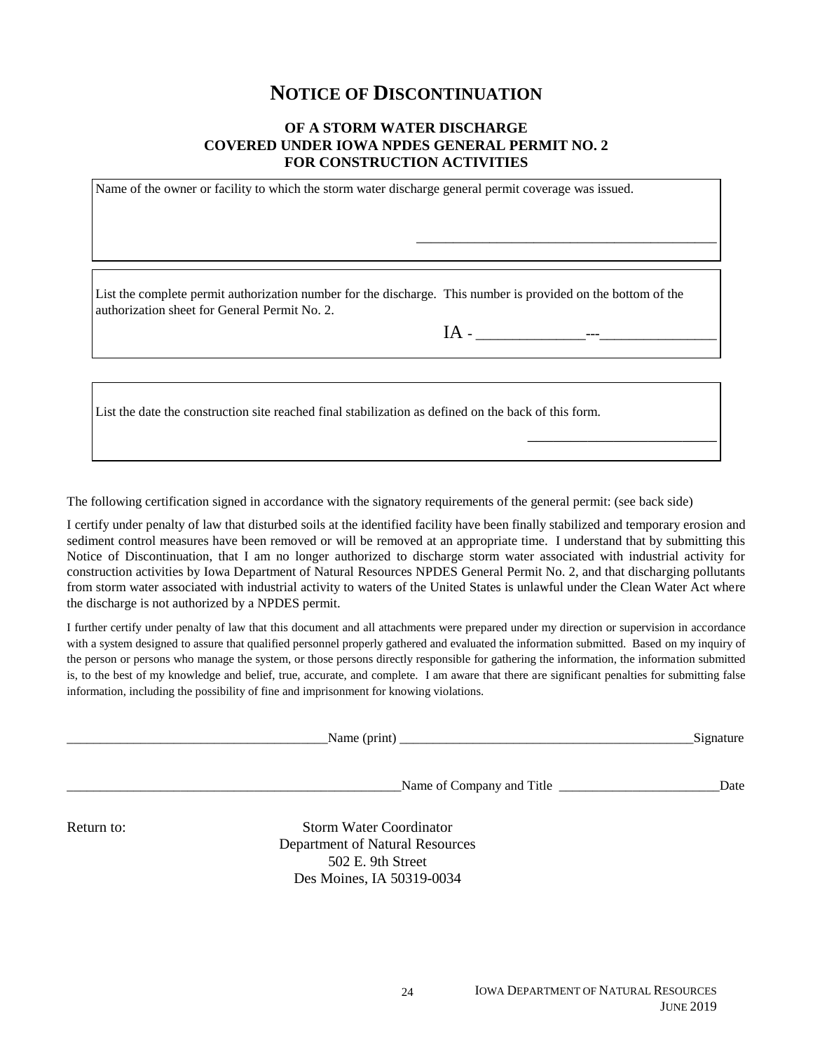# NOTICE OF DISCONTINUATION

### OF A STORM WATER DISCHARGE
### COVERED UNDER IOWA NPDES GENERAL PERMIT NO. 2
### FOR CONSTRUCTION ACTIVITIES

Name of the owner or facility to which the storm water discharge general permit coverage was issued.

_______________________________________________

List the complete permit authorization number for the discharge. This number is provided on the bottom of the authorization sheet for General Permit No. 2.

IA - _______________---________________

List the date the construction site reached final stabilization as defined on the back of this form.

___________________________

The following certification signed in accordance with the signatory requirements of the general permit: (see back side)

I certify under penalty of law that disturbed soils at the identified facility have been finally stabilized and temporary erosion and sediment control measures have been removed or will be removed at an appropriate time. I understand that by submitting this Notice of Discontinuation, that I am no longer authorized to discharge storm water associated with industrial activity for construction activities by Iowa Department of Natural Resources NPDES General Permit No. 2, and that discharging pollutants from storm water associated with industrial activity to waters of the United States is unlawful under the Clean Water Act where the discharge is not authorized by a NPDES permit.

I further certify under penalty of law that this document and all attachments were prepared under my direction or supervision in accordance with a system designed to assure that qualified personnel properly gathered and evaluated the information submitted. Based on my inquiry of the person or persons who manage the system, or those persons directly responsible for gathering the information, the information submitted is, to the best of my knowledge and belief, true, accurate, and complete. I am aware that there are significant penalties for submitting false information, including the possibility of fine and imprisonment for knowing violations.

_______________________________________Name (print) ______________________________________________Signature

_____________________________________________________Name of Company and Title _________________________Date

Return to:

Storm Water Coordinator
Department of Natural Resources
502 E. 9th Street
Des Moines, IA 50319-0034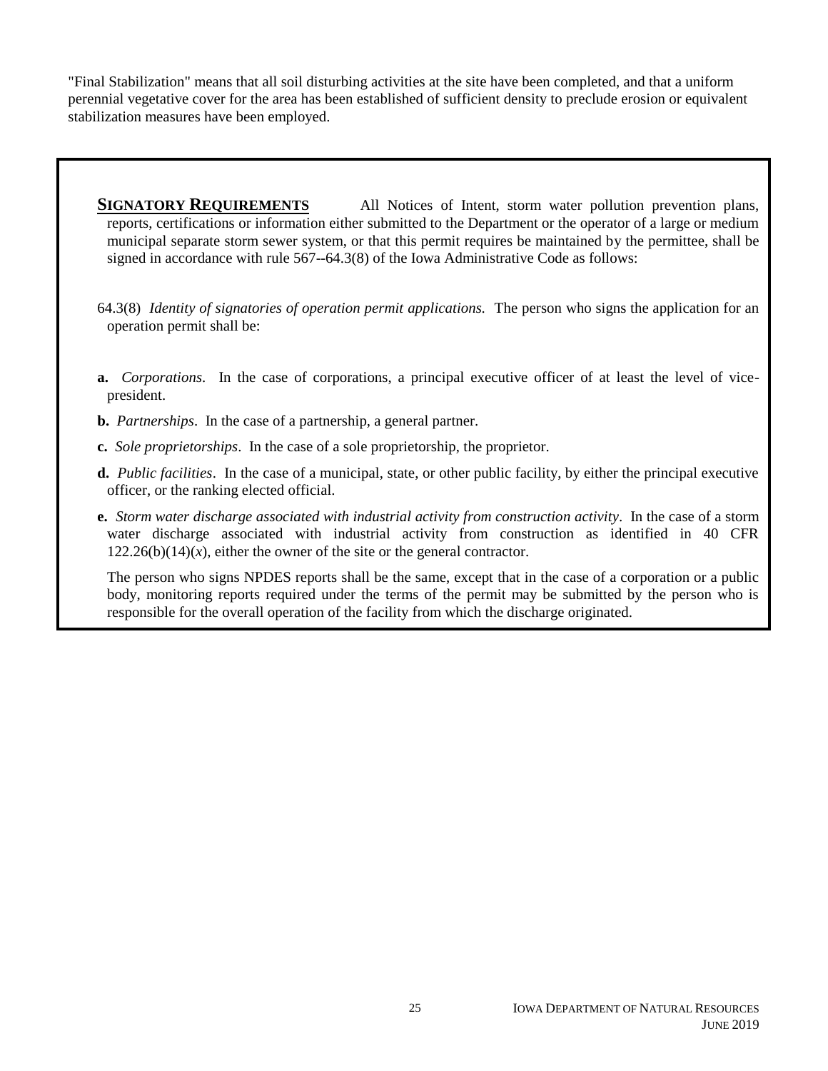"Final Stabilization" means that all soil disturbing activities at the site have been completed, and that a uniform perennial vegetative cover for the area has been established of sufficient density to preclude erosion or equivalent stabilization measures have been employed.

**SIGNATORY REQUIREMENTS** All Notices of Intent, storm water pollution prevention plans, reports, certifications or information either submitted to the Department or the operator of a large or medium municipal separate storm sewer system, or that this permit requires be maintained by the permittee, shall be signed in accordance with rule 567--64.3(8) of the Iowa Administrative Code as follows:

64.3(8) *Identity of signatories of operation permit applications.* The person who signs the application for an operation permit shall be:

**a.** *Corporations*. In the case of corporations, a principal executive officer of at least the level of vice-president.

**b.** *Partnerships*. In the case of a partnership, a general partner.

**c.** *Sole proprietorships*. In the case of a sole proprietorship, the proprietor.

**d.** *Public facilities*. In the case of a municipal, state, or other public facility, by either the principal executive officer, or the ranking elected official.

**e.** *Storm water discharge associated with industrial activity from construction activity*. In the case of a storm water discharge associated with industrial activity from construction as identified in 40 CFR 122.26(b)(14)(*x*), either the owner of the site or the general contractor.

The person who signs NPDES reports shall be the same, except that in the case of a corporation or a public body, monitoring reports required under the terms of the permit may be submitted by the person who is responsible for the overall operation of the facility from which the discharge originated.